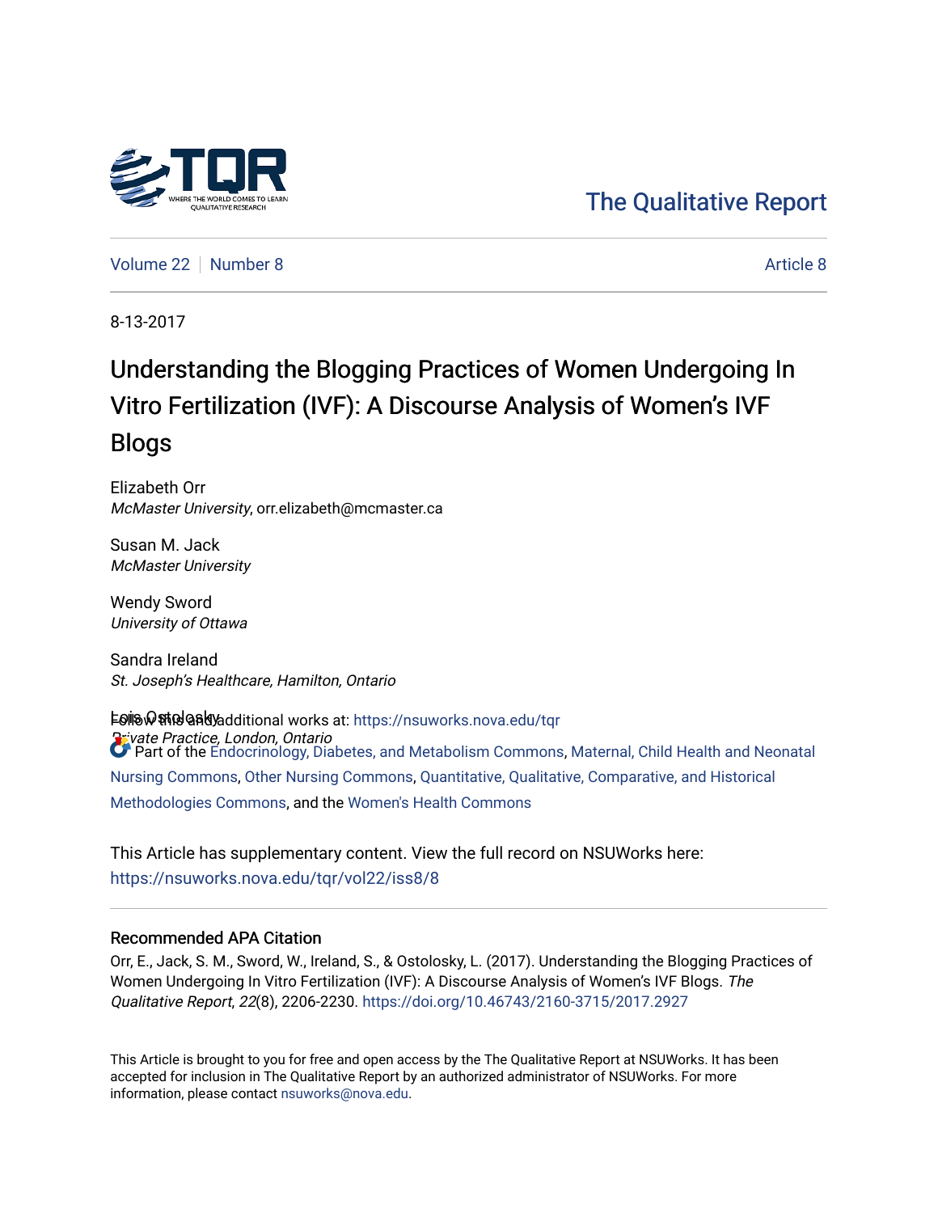The Qualitative Report

Volume 22 | Number 8 | Article 8

8-13-2017

# Understanding the Blogging Practices of Women Undergoing In Vitro Fertilization (IVF): A Discourse Analysis of Women's IVF Blogs

Elizabeth Orr
*McMaster University*, orr.elizabeth@mcmaster.ca

Susan M. Jack
*McMaster University*

Wendy Sword
*University of Ottawa*

Sandra Ireland
*St. Joseph's Healthcare, Hamilton, Ontario*

Lois Ostolosky
*Private Practice, London, Ontario*

Follow this and additional works at: https://nsuworks.nova.edu/tqr

Part of the Endocrinology, Diabetes, and Metabolism Commons, Maternal, Child Health and Neonatal Nursing Commons, Other Nursing Commons, Quantitative, Qualitative, Comparative, and Historical Methodologies Commons, and the Women's Health Commons

This Article has supplementary content. View the full record on NSUWorks here: https://nsuworks.nova.edu/tqr/vol22/iss8/8

## Recommended APA Citation

Orr, E., Jack, S. M., Sword, W., Ireland, S., & Ostolosky, L. (2017). Understanding the Blogging Practices of Women Undergoing In Vitro Fertilization (IVF): A Discourse Analysis of Women's IVF Blogs. *The Qualitative Report*, *22*(8), 2206-2230. https://doi.org/10.46743/2160-3715/2017.2927

This Article is brought to you for free and open access by the The Qualitative Report at NSUWorks. It has been accepted for inclusion in The Qualitative Report by an authorized administrator of NSUWorks. For more information, please contact nsuworks@nova.edu.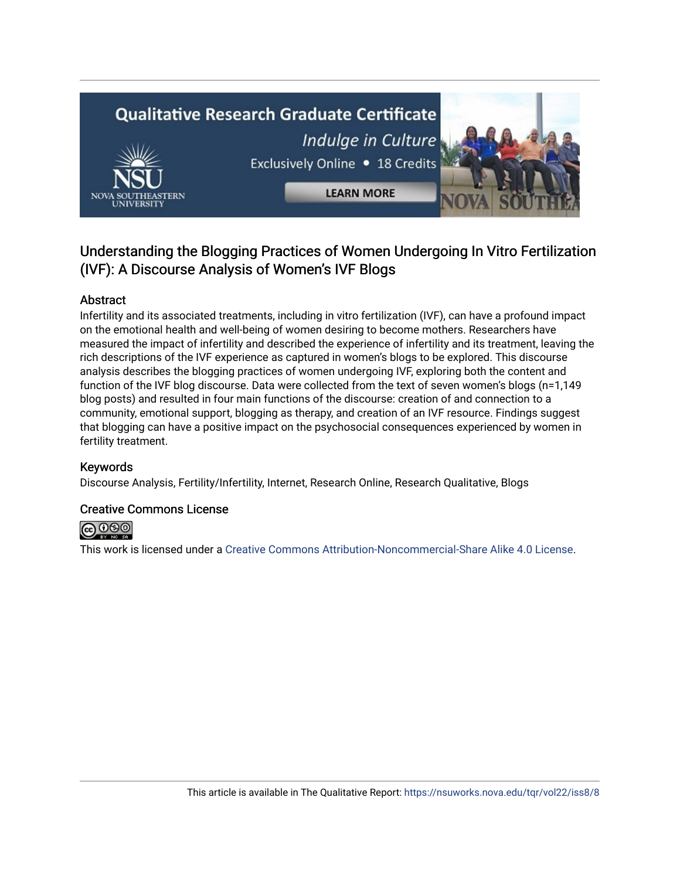## Understanding the Blogging Practices of Women Undergoing In Vitro Fertilization (IVF): A Discourse Analysis of Women's IVF Blogs

### Abstract

Infertility and its associated treatments, including in vitro fertilization (IVF), can have a profound impact on the emotional health and well-being of women desiring to become mothers. Researchers have measured the impact of infertility and described the experience of infertility and its treatment, leaving the rich descriptions of the IVF experience as captured in women's blogs to be explored. This discourse analysis describes the blogging practices of women undergoing IVF, exploring both the content and function of the IVF blog discourse. Data were collected from the text of seven women's blogs (n=1,149 blog posts) and resulted in four main functions of the discourse: creation of and connection to a community, emotional support, blogging as therapy, and creation of an IVF resource. Findings suggest that blogging can have a positive impact on the psychosocial consequences experienced by women in fertility treatment.

### Keywords

Discourse Analysis, Fertility/Infertility, Internet, Research Online, Research Qualitative, Blogs

### Creative Commons License

This work is licensed under a Creative Commons Attribution-Noncommercial-Share Alike 4.0 License.

This article is available in The Qualitative Report: https://nsuworks.nova.edu/tqr/vol22/iss8/8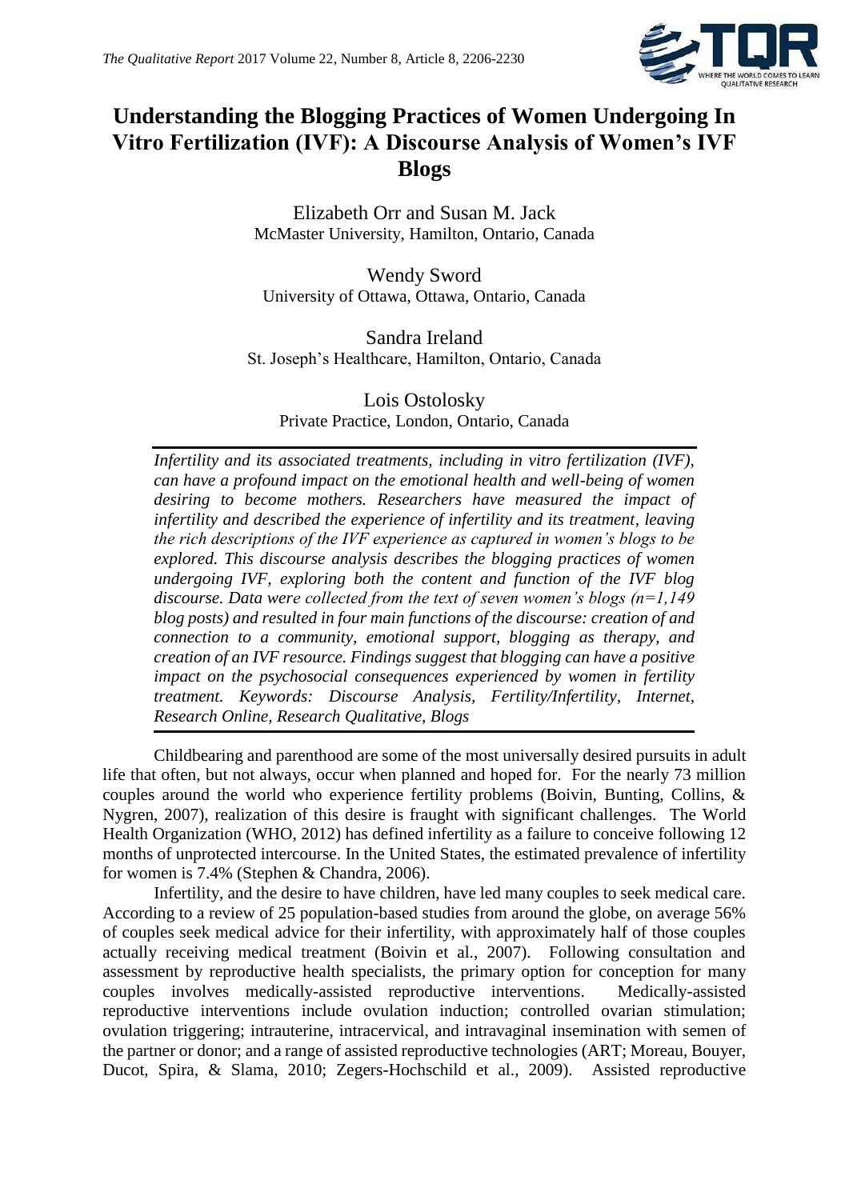# Understanding the Blogging Practices of Women Undergoing In Vitro Fertilization (IVF): A Discourse Analysis of Women's IVF Blogs

Elizabeth Orr and Susan M. Jack
McMaster University, Hamilton, Ontario, Canada

Wendy Sword
University of Ottawa, Ottawa, Ontario, Canada

Sandra Ireland
St. Joseph's Healthcare, Hamilton, Ontario, Canada

Lois Ostolosky
Private Practice, London, Ontario, Canada

*Infertility and its associated treatments, including in vitro fertilization (IVF), can have a profound impact on the emotional health and well-being of women desiring to become mothers. Researchers have measured the impact of infertility and described the experience of infertility and its treatment, leaving the rich descriptions of the IVF experience as captured in women's blogs to be explored. This discourse analysis describes the blogging practices of women undergoing IVF, exploring both the content and function of the IVF blog discourse. Data were collected from the text of seven women's blogs (n=1,149 blog posts) and resulted in four main functions of the discourse: creation of and connection to a community, emotional support, blogging as therapy, and creation of an IVF resource. Findings suggest that blogging can have a positive impact on the psychosocial consequences experienced by women in fertility treatment. Keywords: Discourse Analysis, Fertility/Infertility, Internet, Research Online, Research Qualitative, Blogs*

Childbearing and parenthood are some of the most universally desired pursuits in adult life that often, but not always, occur when planned and hoped for. For the nearly 73 million couples around the world who experience fertility problems (Boivin, Bunting, Collins, & Nygren, 2007), realization of this desire is fraught with significant challenges. The World Health Organization (WHO, 2012) has defined infertility as a failure to conceive following 12 months of unprotected intercourse. In the United States, the estimated prevalence of infertility for women is 7.4% (Stephen & Chandra, 2006).

Infertility, and the desire to have children, have led many couples to seek medical care. According to a review of 25 population-based studies from around the globe, on average 56% of couples seek medical advice for their infertility, with approximately half of those couples actually receiving medical treatment (Boivin et al., 2007). Following consultation and assessment by reproductive health specialists, the primary option for conception for many couples involves medically-assisted reproductive interventions. Medically-assisted reproductive interventions include ovulation induction; controlled ovarian stimulation; ovulation triggering; intrauterine, intracervical, and intravaginal insemination with semen of the partner or donor; and a range of assisted reproductive technologies (ART; Moreau, Bouyer, Ducot, Spira, & Slama, 2010; Zegers-Hochschild et al., 2009). Assisted reproductive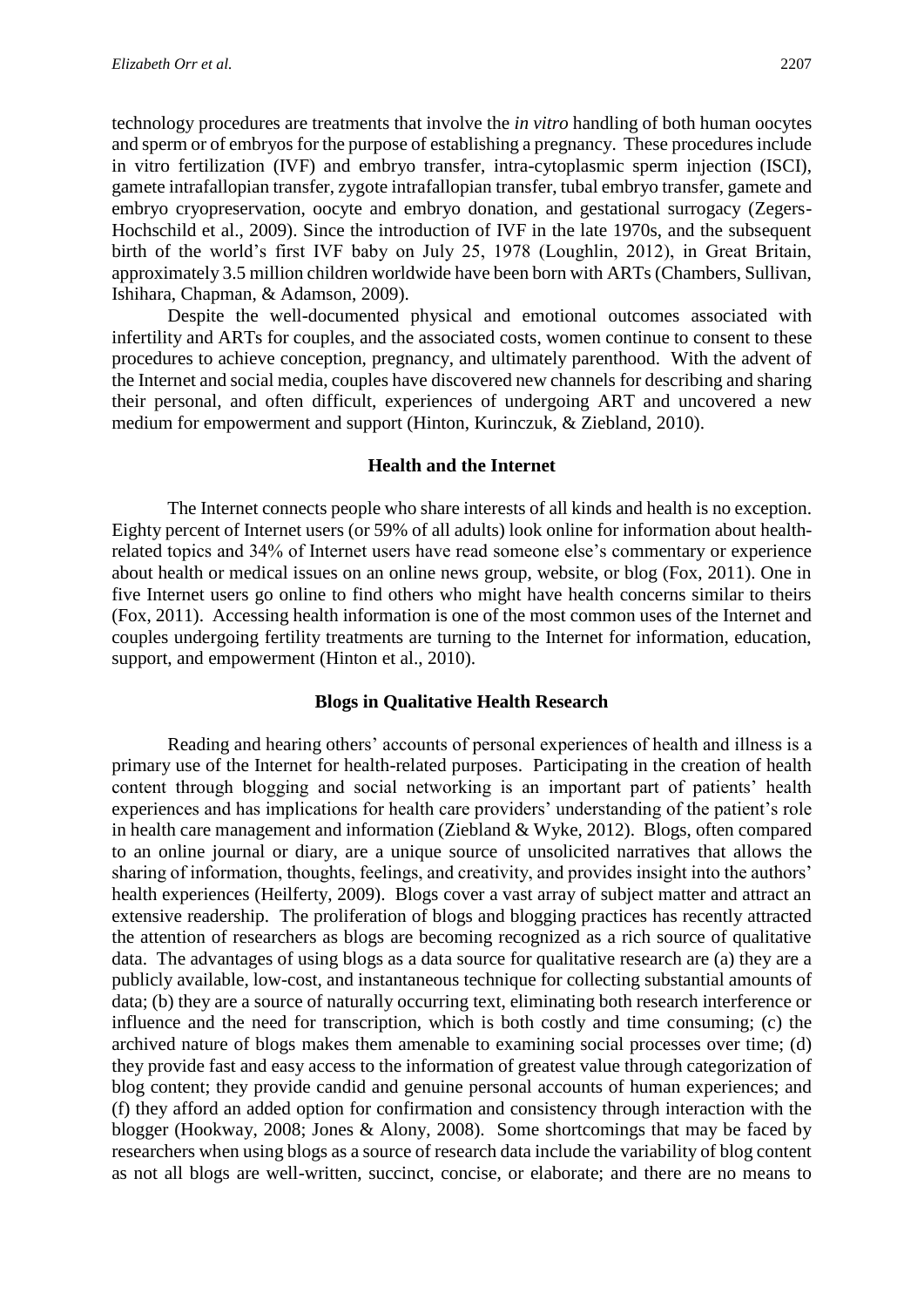technology procedures are treatments that involve the *in vitro* handling of both human oocytes and sperm or of embryos for the purpose of establishing a pregnancy. These procedures include in vitro fertilization (IVF) and embryo transfer, intra-cytoplasmic sperm injection (ISCI), gamete intrafallopian transfer, zygote intrafallopian transfer, tubal embryo transfer, gamete and embryo cryopreservation, oocyte and embryo donation, and gestational surrogacy (Zegers-Hochschild et al., 2009). Since the introduction of IVF in the late 1970s, and the subsequent birth of the world's first IVF baby on July 25, 1978 (Loughlin, 2012), in Great Britain, approximately 3.5 million children worldwide have been born with ARTs (Chambers, Sullivan, Ishihara, Chapman, & Adamson, 2009).

Despite the well-documented physical and emotional outcomes associated with infertility and ARTs for couples, and the associated costs, women continue to consent to these procedures to achieve conception, pregnancy, and ultimately parenthood. With the advent of the Internet and social media, couples have discovered new channels for describing and sharing their personal, and often difficult, experiences of undergoing ART and uncovered a new medium for empowerment and support (Hinton, Kurinczuk, & Ziebland, 2010).

## Health and the Internet

The Internet connects people who share interests of all kinds and health is no exception. Eighty percent of Internet users (or 59% of all adults) look online for information about health-related topics and 34% of Internet users have read someone else's commentary or experience about health or medical issues on an online news group, website, or blog (Fox, 2011). One in five Internet users go online to find others who might have health concerns similar to theirs (Fox, 2011). Accessing health information is one of the most common uses of the Internet and couples undergoing fertility treatments are turning to the Internet for information, education, support, and empowerment (Hinton et al., 2010).

## Blogs in Qualitative Health Research

Reading and hearing others' accounts of personal experiences of health and illness is a primary use of the Internet for health-related purposes. Participating in the creation of health content through blogging and social networking is an important part of patients' health experiences and has implications for health care providers' understanding of the patient's role in health care management and information (Ziebland & Wyke, 2012). Blogs, often compared to an online journal or diary, are a unique source of unsolicited narratives that allows the sharing of information, thoughts, feelings, and creativity, and provides insight into the authors' health experiences (Heilferty, 2009). Blogs cover a vast array of subject matter and attract an extensive readership. The proliferation of blogs and blogging practices has recently attracted the attention of researchers as blogs are becoming recognized as a rich source of qualitative data. The advantages of using blogs as a data source for qualitative research are (a) they are a publicly available, low-cost, and instantaneous technique for collecting substantial amounts of data; (b) they are a source of naturally occurring text, eliminating both research interference or influence and the need for transcription, which is both costly and time consuming; (c) the archived nature of blogs makes them amenable to examining social processes over time; (d) they provide fast and easy access to the information of greatest value through categorization of blog content; they provide candid and genuine personal accounts of human experiences; and (f) they afford an added option for confirmation and consistency through interaction with the blogger (Hookway, 2008; Jones & Alony, 2008). Some shortcomings that may be faced by researchers when using blogs as a source of research data include the variability of blog content as not all blogs are well-written, succinct, concise, or elaborate; and there are no means to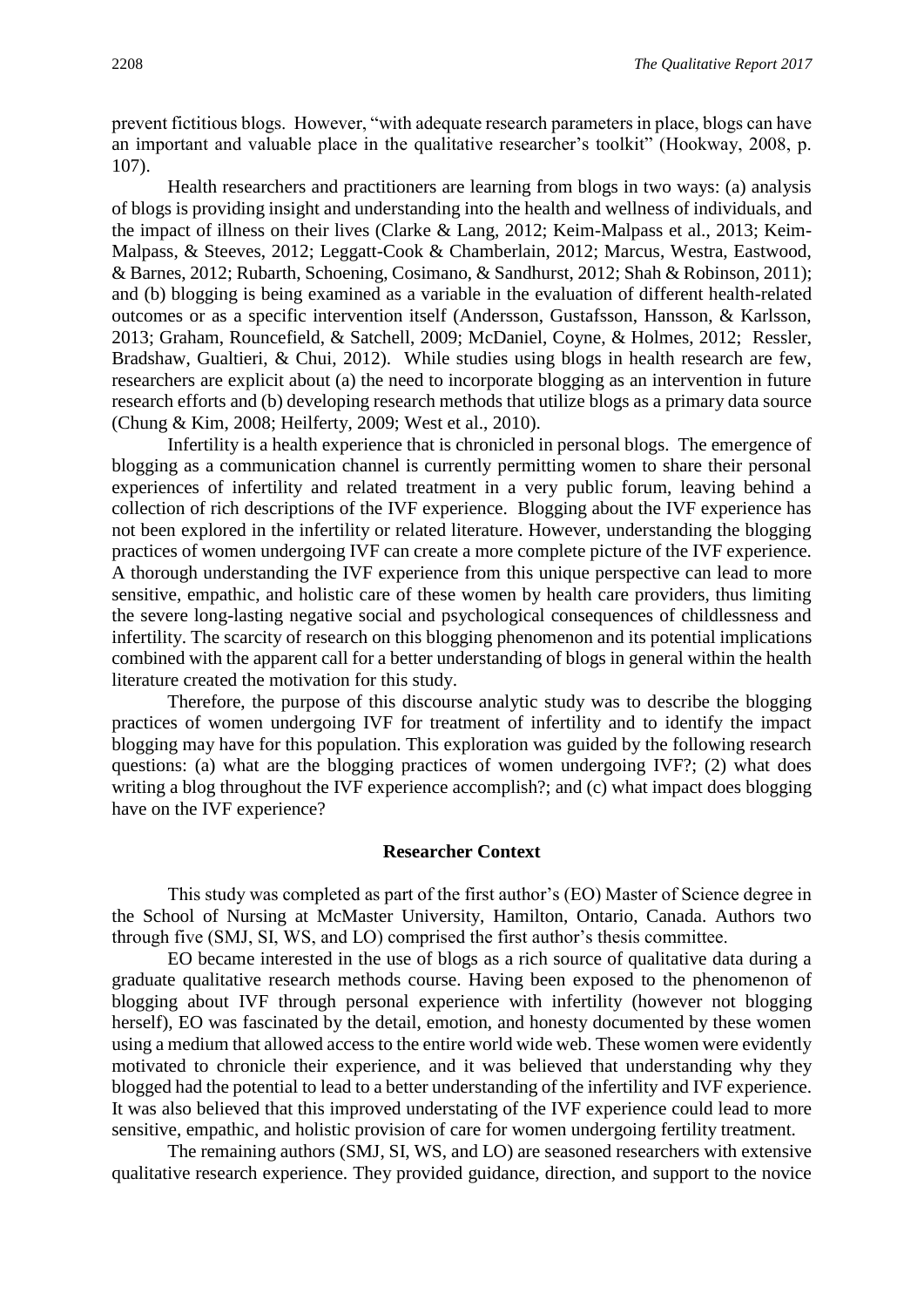prevent fictitious blogs. However, "with adequate research parameters in place, blogs can have an important and valuable place in the qualitative researcher's toolkit" (Hookway, 2008, p. 107).

Health researchers and practitioners are learning from blogs in two ways: (a) analysis of blogs is providing insight and understanding into the health and wellness of individuals, and the impact of illness on their lives (Clarke & Lang, 2012; Keim-Malpass et al., 2013; Keim-Malpass, & Steeves, 2012; Leggatt-Cook & Chamberlain, 2012; Marcus, Westra, Eastwood, & Barnes, 2012; Rubarth, Schoening, Cosimano, & Sandhurst, 2012; Shah & Robinson, 2011); and (b) blogging is being examined as a variable in the evaluation of different health-related outcomes or as a specific intervention itself (Andersson, Gustafsson, Hansson, & Karlsson, 2013; Graham, Rouncefield, & Satchell, 2009; McDaniel, Coyne, & Holmes, 2012; Ressler, Bradshaw, Gualtieri, & Chui, 2012). While studies using blogs in health research are few, researchers are explicit about (a) the need to incorporate blogging as an intervention in future research efforts and (b) developing research methods that utilize blogs as a primary data source (Chung & Kim, 2008; Heilferty, 2009; West et al., 2010).

Infertility is a health experience that is chronicled in personal blogs. The emergence of blogging as a communication channel is currently permitting women to share their personal experiences of infertility and related treatment in a very public forum, leaving behind a collection of rich descriptions of the IVF experience. Blogging about the IVF experience has not been explored in the infertility or related literature. However, understanding the blogging practices of women undergoing IVF can create a more complete picture of the IVF experience. A thorough understanding the IVF experience from this unique perspective can lead to more sensitive, empathic, and holistic care of these women by health care providers, thus limiting the severe long-lasting negative social and psychological consequences of childlessness and infertility. The scarcity of research on this blogging phenomenon and its potential implications combined with the apparent call for a better understanding of blogs in general within the health literature created the motivation for this study.

Therefore, the purpose of this discourse analytic study was to describe the blogging practices of women undergoing IVF for treatment of infertility and to identify the impact blogging may have for this population. This exploration was guided by the following research questions: (a) what are the blogging practices of women undergoing IVF?; (2) what does writing a blog throughout the IVF experience accomplish?; and (c) what impact does blogging have on the IVF experience?

## Researcher Context

This study was completed as part of the first author's (EO) Master of Science degree in the School of Nursing at McMaster University, Hamilton, Ontario, Canada. Authors two through five (SMJ, SI, WS, and LO) comprised the first author's thesis committee.

EO became interested in the use of blogs as a rich source of qualitative data during a graduate qualitative research methods course. Having been exposed to the phenomenon of blogging about IVF through personal experience with infertility (however not blogging herself), EO was fascinated by the detail, emotion, and honesty documented by these women using a medium that allowed access to the entire world wide web. These women were evidently motivated to chronicle their experience, and it was believed that understanding why they blogged had the potential to lead to a better understanding of the infertility and IVF experience. It was also believed that this improved understating of the IVF experience could lead to more sensitive, empathic, and holistic provision of care for women undergoing fertility treatment.

The remaining authors (SMJ, SI, WS, and LO) are seasoned researchers with extensive qualitative research experience. They provided guidance, direction, and support to the novice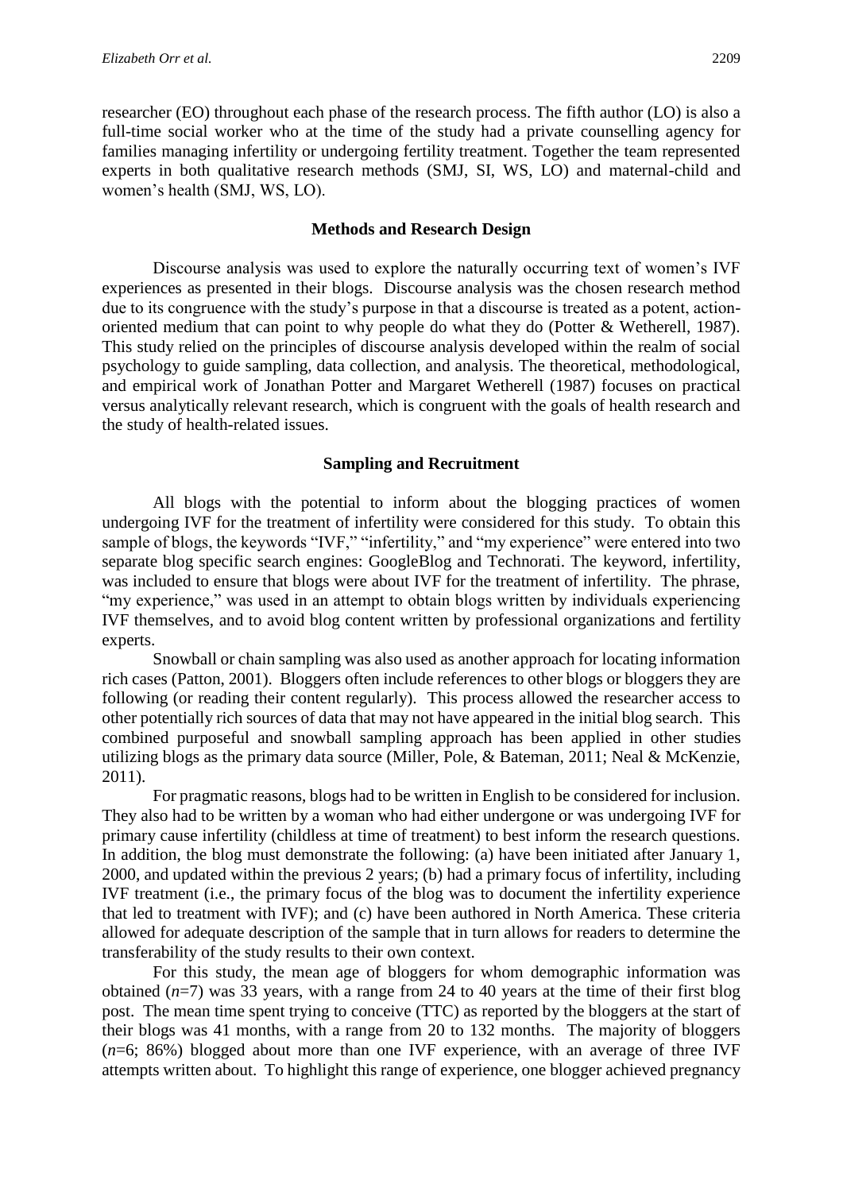researcher (EO) throughout each phase of the research process. The fifth author (LO) is also a full-time social worker who at the time of the study had a private counselling agency for families managing infertility or undergoing fertility treatment. Together the team represented experts in both qualitative research methods (SMJ, SI, WS, LO) and maternal-child and women's health (SMJ, WS, LO).

## Methods and Research Design

Discourse analysis was used to explore the naturally occurring text of women's IVF experiences as presented in their blogs. Discourse analysis was the chosen research method due to its congruence with the study's purpose in that a discourse is treated as a potent, action-oriented medium that can point to why people do what they do (Potter & Wetherell, 1987). This study relied on the principles of discourse analysis developed within the realm of social psychology to guide sampling, data collection, and analysis. The theoretical, methodological, and empirical work of Jonathan Potter and Margaret Wetherell (1987) focuses on practical versus analytically relevant research, which is congruent with the goals of health research and the study of health-related issues.

## Sampling and Recruitment

All blogs with the potential to inform about the blogging practices of women undergoing IVF for the treatment of infertility were considered for this study. To obtain this sample of blogs, the keywords "IVF," "infertility," and "my experience" were entered into two separate blog specific search engines: GoogleBlog and Technorati. The keyword, infertility, was included to ensure that blogs were about IVF for the treatment of infertility. The phrase, "my experience," was used in an attempt to obtain blogs written by individuals experiencing IVF themselves, and to avoid blog content written by professional organizations and fertility experts.

Snowball or chain sampling was also used as another approach for locating information rich cases (Patton, 2001). Bloggers often include references to other blogs or bloggers they are following (or reading their content regularly). This process allowed the researcher access to other potentially rich sources of data that may not have appeared in the initial blog search. This combined purposeful and snowball sampling approach has been applied in other studies utilizing blogs as the primary data source (Miller, Pole, & Bateman, 2011; Neal & McKenzie, 2011).

For pragmatic reasons, blogs had to be written in English to be considered for inclusion. They also had to be written by a woman who had either undergone or was undergoing IVF for primary cause infertility (childless at time of treatment) to best inform the research questions. In addition, the blog must demonstrate the following: (a) have been initiated after January 1, 2000, and updated within the previous 2 years; (b) had a primary focus of infertility, including IVF treatment (i.e., the primary focus of the blog was to document the infertility experience that led to treatment with IVF); and (c) have been authored in North America. These criteria allowed for adequate description of the sample that in turn allows for readers to determine the transferability of the study results to their own context.

For this study, the mean age of bloggers for whom demographic information was obtained ($n$=7) was 33 years, with a range from 24 to 40 years at the time of their first blog post. The mean time spent trying to conceive (TTC) as reported by the bloggers at the start of their blogs was 41 months, with a range from 20 to 132 months. The majority of bloggers ($n$=6; 86%) blogged about more than one IVF experience, with an average of three IVF attempts written about. To highlight this range of experience, one blogger achieved pregnancy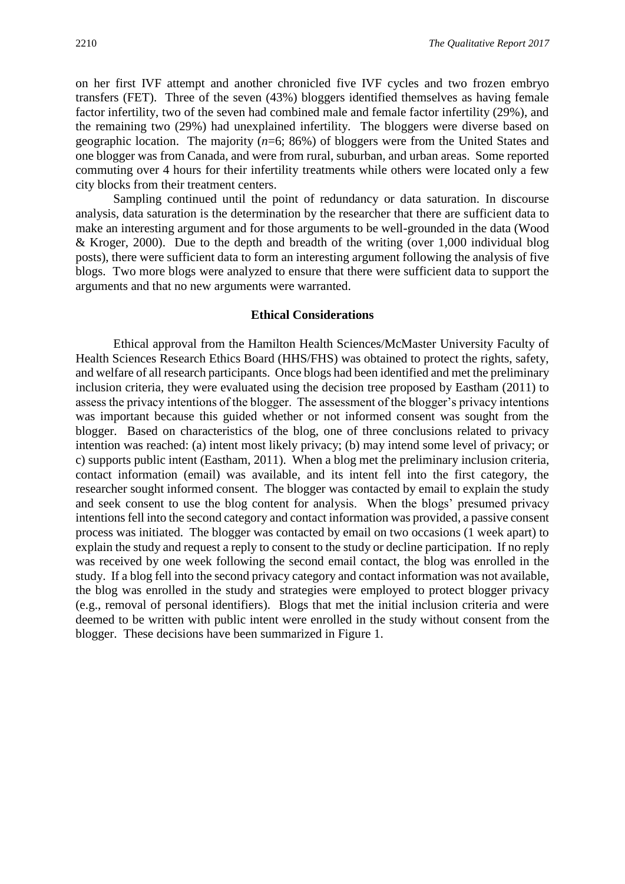on her first IVF attempt and another chronicled five IVF cycles and two frozen embryo transfers (FET). Three of the seven (43%) bloggers identified themselves as having female factor infertility, two of the seven had combined male and female factor infertility (29%), and the remaining two (29%) had unexplained infertility. The bloggers were diverse based on geographic location. The majority (*n*=6; 86%) of bloggers were from the United States and one blogger was from Canada, and were from rural, suburban, and urban areas. Some reported commuting over 4 hours for their infertility treatments while others were located only a few city blocks from their treatment centers.

Sampling continued until the point of redundancy or data saturation. In discourse analysis, data saturation is the determination by the researcher that there are sufficient data to make an interesting argument and for those arguments to be well-grounded in the data (Wood & Kroger, 2000). Due to the depth and breadth of the writing (over 1,000 individual blog posts), there were sufficient data to form an interesting argument following the analysis of five blogs. Two more blogs were analyzed to ensure that there were sufficient data to support the arguments and that no new arguments were warranted.

### Ethical Considerations

Ethical approval from the Hamilton Health Sciences/McMaster University Faculty of Health Sciences Research Ethics Board (HHS/FHS) was obtained to protect the rights, safety, and welfare of all research participants. Once blogs had been identified and met the preliminary inclusion criteria, they were evaluated using the decision tree proposed by Eastham (2011) to assess the privacy intentions of the blogger. The assessment of the blogger's privacy intentions was important because this guided whether or not informed consent was sought from the blogger. Based on characteristics of the blog, one of three conclusions related to privacy intention was reached: (a) intent most likely privacy; (b) may intend some level of privacy; or c) supports public intent (Eastham, 2011). When a blog met the preliminary inclusion criteria, contact information (email) was available, and its intent fell into the first category, the researcher sought informed consent. The blogger was contacted by email to explain the study and seek consent to use the blog content for analysis. When the blogs' presumed privacy intentions fell into the second category and contact information was provided, a passive consent process was initiated. The blogger was contacted by email on two occasions (1 week apart) to explain the study and request a reply to consent to the study or decline participation. If no reply was received by one week following the second email contact, the blog was enrolled in the study. If a blog fell into the second privacy category and contact information was not available, the blog was enrolled in the study and strategies were employed to protect blogger privacy (e.g., removal of personal identifiers). Blogs that met the initial inclusion criteria and were deemed to be written with public intent were enrolled in the study without consent from the blogger. These decisions have been summarized in Figure 1.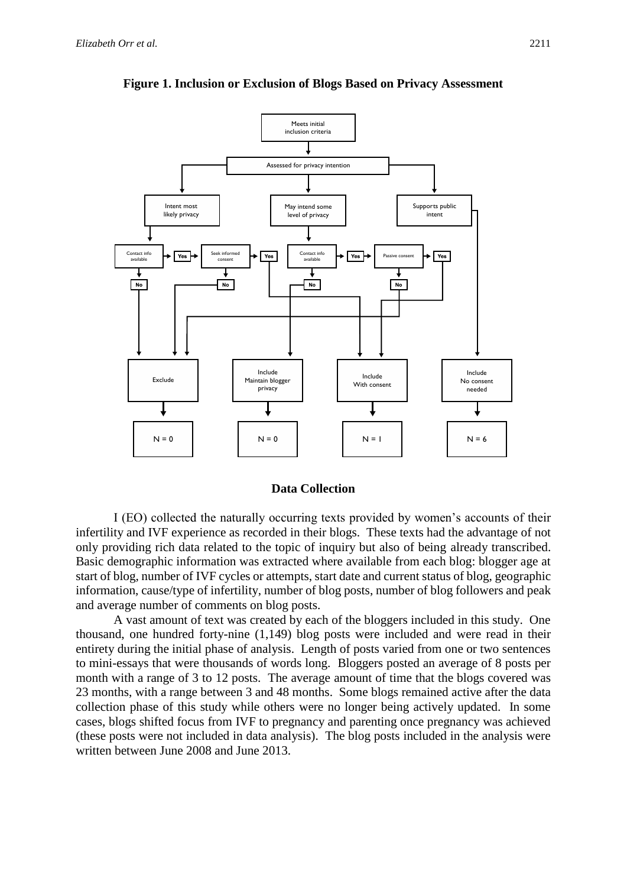**Figure 1. Inclusion or Exclusion of Blogs Based on Privacy Assessment**

Meets initial inclusion criteria

Assessed for privacy intention

Intent most likely privacy | May intend some level of privacy | Supports public intent

Contact info available — Yes — Seek informed consent — Yes
Contact info available — Yes — Passive consent — Yes
No | No | No | No

Exclude — N = 0
Include Maintain blogger privacy — N = 0
Include With consent — N = 1
Include No consent needed — N = 6

## Data Collection

I (EO) collected the naturally occurring texts provided by women's accounts of their infertility and IVF experience as recorded in their blogs. These texts had the advantage of not only providing rich data related to the topic of inquiry but also of being already transcribed. Basic demographic information was extracted where available from each blog: blogger age at start of blog, number of IVF cycles or attempts, start date and current status of blog, geographic information, cause/type of infertility, number of blog posts, number of blog followers and peak and average number of comments on blog posts.

A vast amount of text was created by each of the bloggers included in this study. One thousand, one hundred forty-nine (1,149) blog posts were included and were read in their entirety during the initial phase of analysis. Length of posts varied from one or two sentences to mini-essays that were thousands of words long. Bloggers posted an average of 8 posts per month with a range of 3 to 12 posts. The average amount of time that the blogs covered was 23 months, with a range between 3 and 48 months. Some blogs remained active after the data collection phase of this study while others were no longer being actively updated. In some cases, blogs shifted focus from IVF to pregnancy and parenting once pregnancy was achieved (these posts were not included in data analysis). The blog posts included in the analysis were written between June 2008 and June 2013.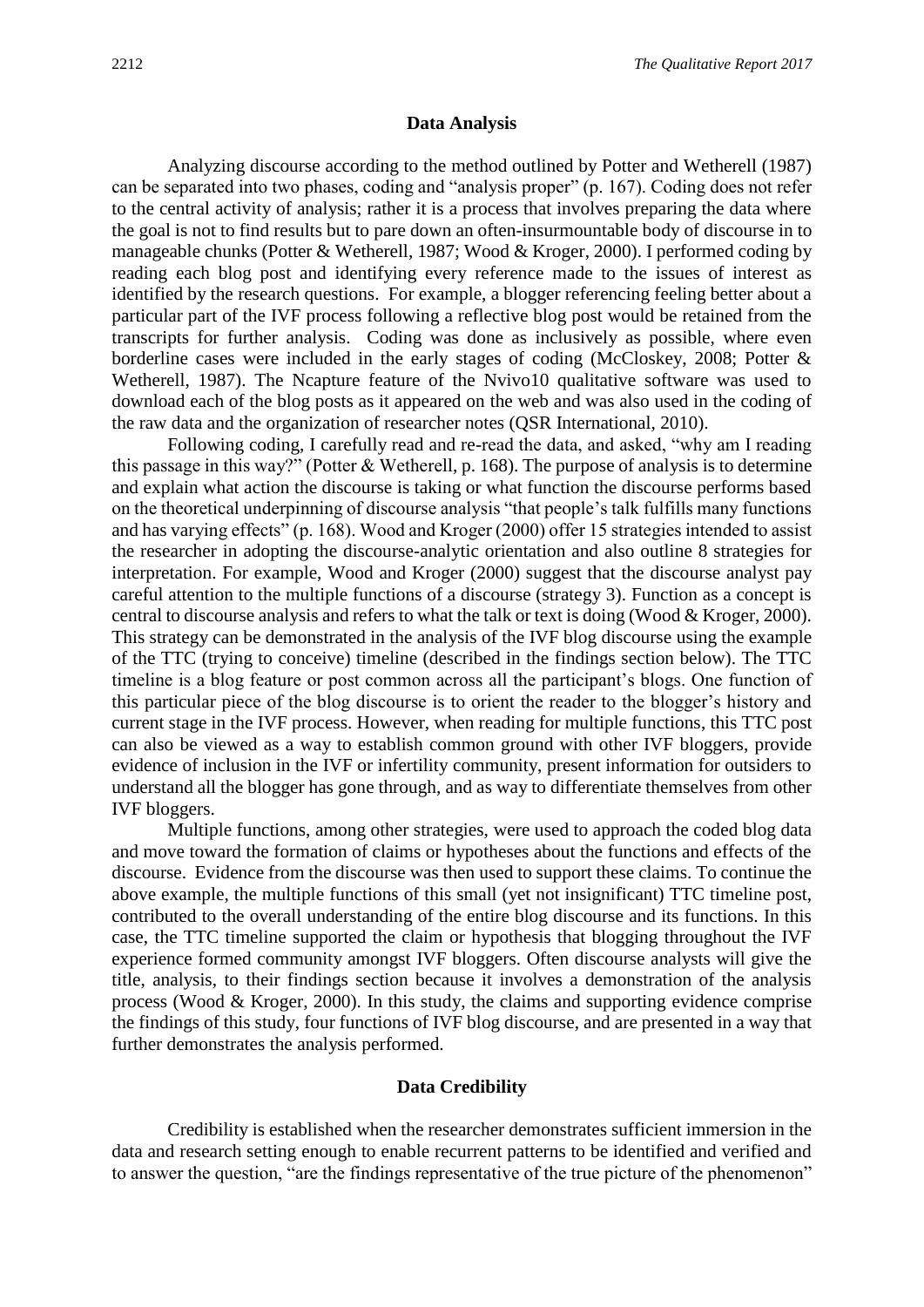## Data Analysis

Analyzing discourse according to the method outlined by Potter and Wetherell (1987) can be separated into two phases, coding and "analysis proper" (p. 167). Coding does not refer to the central activity of analysis; rather it is a process that involves preparing the data where the goal is not to find results but to pare down an often-insurmountable body of discourse in to manageable chunks (Potter & Wetherell, 1987; Wood & Kroger, 2000). I performed coding by reading each blog post and identifying every reference made to the issues of interest as identified by the research questions. For example, a blogger referencing feeling better about a particular part of the IVF process following a reflective blog post would be retained from the transcripts for further analysis. Coding was done as inclusively as possible, where even borderline cases were included in the early stages of coding (McCloskey, 2008; Potter & Wetherell, 1987). The Ncapture feature of the Nvivo10 qualitative software was used to download each of the blog posts as it appeared on the web and was also used in the coding of the raw data and the organization of researcher notes (QSR International, 2010).

Following coding, I carefully read and re-read the data, and asked, "why am I reading this passage in this way?" (Potter & Wetherell, p. 168). The purpose of analysis is to determine and explain what action the discourse is taking or what function the discourse performs based on the theoretical underpinning of discourse analysis "that people's talk fulfills many functions and has varying effects" (p. 168). Wood and Kroger (2000) offer 15 strategies intended to assist the researcher in adopting the discourse-analytic orientation and also outline 8 strategies for interpretation. For example, Wood and Kroger (2000) suggest that the discourse analyst pay careful attention to the multiple functions of a discourse (strategy 3). Function as a concept is central to discourse analysis and refers to what the talk or text is doing (Wood & Kroger, 2000). This strategy can be demonstrated in the analysis of the IVF blog discourse using the example of the TTC (trying to conceive) timeline (described in the findings section below). The TTC timeline is a blog feature or post common across all the participant's blogs. One function of this particular piece of the blog discourse is to orient the reader to the blogger's history and current stage in the IVF process. However, when reading for multiple functions, this TTC post can also be viewed as a way to establish common ground with other IVF bloggers, provide evidence of inclusion in the IVF or infertility community, present information for outsiders to understand all the blogger has gone through, and as way to differentiate themselves from other IVF bloggers.

Multiple functions, among other strategies, were used to approach the coded blog data and move toward the formation of claims or hypotheses about the functions and effects of the discourse. Evidence from the discourse was then used to support these claims. To continue the above example, the multiple functions of this small (yet not insignificant) TTC timeline post, contributed to the overall understanding of the entire blog discourse and its functions. In this case, the TTC timeline supported the claim or hypothesis that blogging throughout the IVF experience formed community amongst IVF bloggers. Often discourse analysts will give the title, analysis, to their findings section because it involves a demonstration of the analysis process (Wood & Kroger, 2000). In this study, the claims and supporting evidence comprise the findings of this study, four functions of IVF blog discourse, and are presented in a way that further demonstrates the analysis performed.

## Data Credibility

Credibility is established when the researcher demonstrates sufficient immersion in the data and research setting enough to enable recurrent patterns to be identified and verified and to answer the question, "are the findings representative of the true picture of the phenomenon"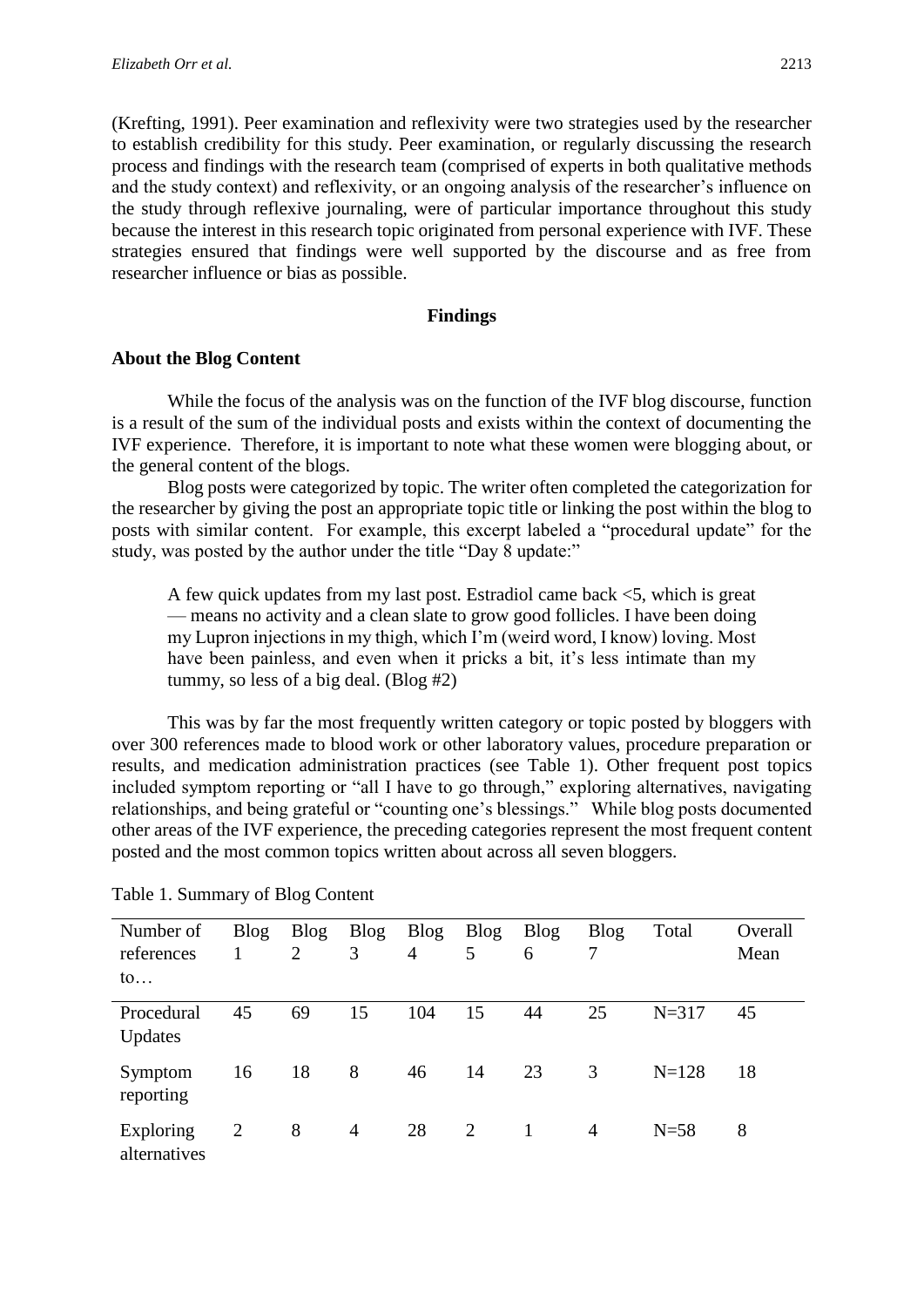(Krefting, 1991). Peer examination and reflexivity were two strategies used by the researcher to establish credibility for this study. Peer examination, or regularly discussing the research process and findings with the research team (comprised of experts in both qualitative methods and the study context) and reflexivity, or an ongoing analysis of the researcher's influence on the study through reflexive journaling, were of particular importance throughout this study because the interest in this research topic originated from personal experience with IVF. These strategies ensured that findings were well supported by the discourse and as free from researcher influence or bias as possible.

## Findings

### About the Blog Content

While the focus of the analysis was on the function of the IVF blog discourse, function is a result of the sum of the individual posts and exists within the context of documenting the IVF experience. Therefore, it is important to note what these women were blogging about, or the general content of the blogs.

Blog posts were categorized by topic. The writer often completed the categorization for the researcher by giving the post an appropriate topic title or linking the post within the blog to posts with similar content. For example, this excerpt labeled a "procedural update" for the study, was posted by the author under the title "Day 8 update:"

> A few quick updates from my last post. Estradiol came back <5, which is great — means no activity and a clean slate to grow good follicles. I have been doing my Lupron injections in my thigh, which I'm (weird word, I know) loving. Most have been painless, and even when it pricks a bit, it's less intimate than my tummy, so less of a big deal. (Blog #2)

This was by far the most frequently written category or topic posted by bloggers with over 300 references made to blood work or other laboratory values, procedure preparation or results, and medication administration practices (see Table 1). Other frequent post topics included symptom reporting or "all I have to go through," exploring alternatives, navigating relationships, and being grateful or "counting one's blessings." While blog posts documented other areas of the IVF experience, the preceding categories represent the most frequent content posted and the most common topics written about across all seven bloggers.

Table 1. Summary of Blog Content

| Number of references to… | Blog 1 | Blog 2 | Blog 3 | Blog 4 | Blog 5 | Blog 6 | Blog 7 | Total | Overall Mean |
|---|---|---|---|---|---|---|---|---|---|
| Procedural Updates | 45 | 69 | 15 | 104 | 15 | 44 | 25 | N=317 | 45 |
| Symptom reporting | 16 | 18 | 8 | 46 | 14 | 23 | 3 | N=128 | 18 |
| Exploring alternatives | 2 | 8 | 4 | 28 | 2 | 1 | 4 | N=58 | 8 |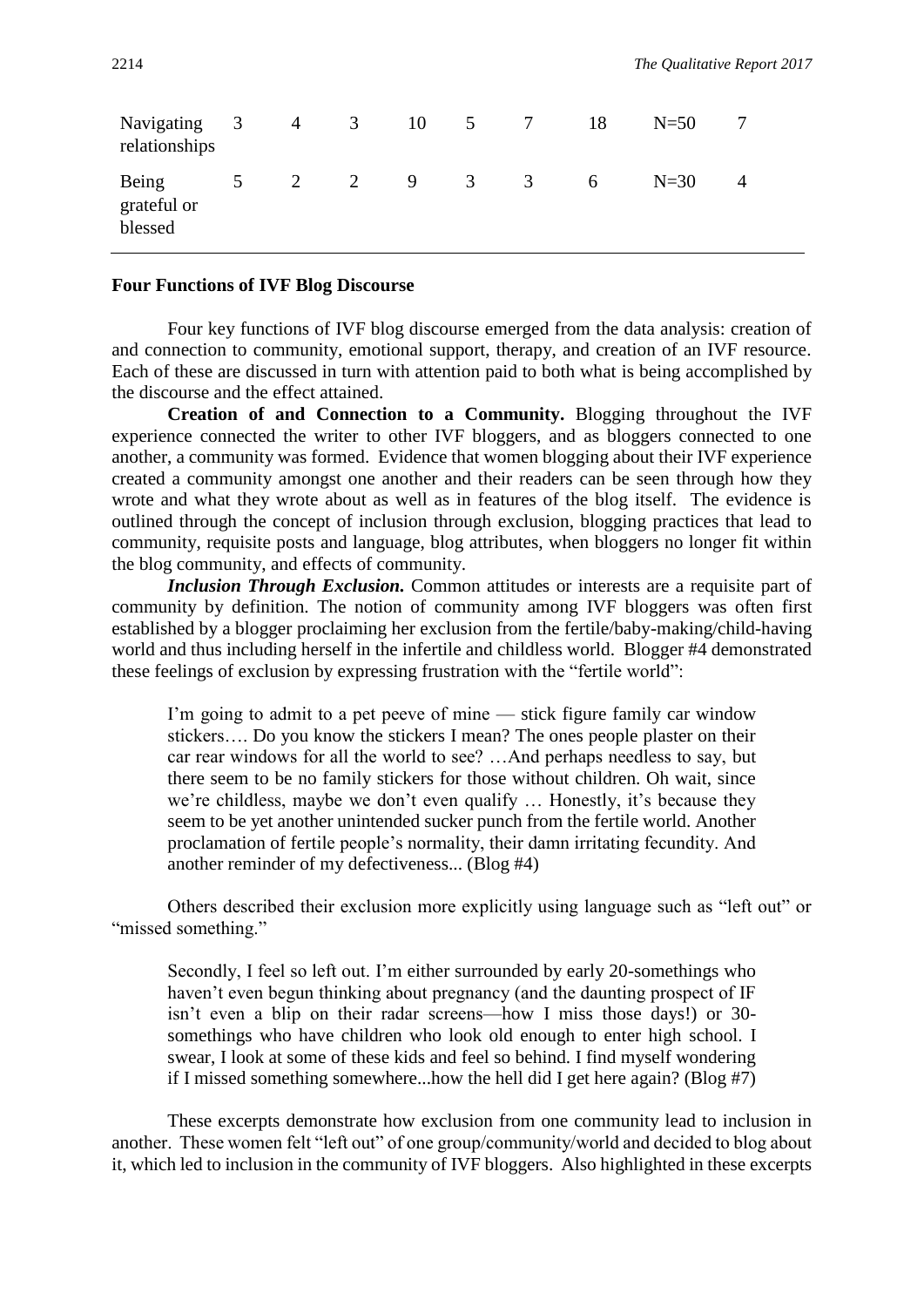| | | | | | | | | | |
|---|---|---|---|---|---|---|---|---|---|
| Navigating relationships | 3 | 4 | 3 | 10 | 5 | 7 | 18 | N=50 | 7 |
| Being grateful or blessed | 5 | 2 | 2 | 9 | 3 | 3 | 6 | N=30 | 4 |

**Four Functions of IVF Blog Discourse**

Four key functions of IVF blog discourse emerged from the data analysis: creation of and connection to community, emotional support, therapy, and creation of an IVF resource. Each of these are discussed in turn with attention paid to both what is being accomplished by the discourse and the effect attained.

**Creation of and Connection to a Community.** Blogging throughout the IVF experience connected the writer to other IVF bloggers, and as bloggers connected to one another, a community was formed. Evidence that women blogging about their IVF experience created a community amongst one another and their readers can be seen through how they wrote and what they wrote about as well as in features of the blog itself. The evidence is outlined through the concept of inclusion through exclusion, blogging practices that lead to community, requisite posts and language, blog attributes, when bloggers no longer fit within the blog community, and effects of community.

***Inclusion Through Exclusion.*** Common attitudes or interests are a requisite part of community by definition. The notion of community among IVF bloggers was often first established by a blogger proclaiming her exclusion from the fertile/baby-making/child-having world and thus including herself in the infertile and childless world. Blogger #4 demonstrated these feelings of exclusion by expressing frustration with the "fertile world":

> I'm going to admit to a pet peeve of mine — stick figure family car window stickers…. Do you know the stickers I mean? The ones people plaster on their car rear windows for all the world to see? …And perhaps needless to say, but there seem to be no family stickers for those without children. Oh wait, since we're childless, maybe we don't even qualify … Honestly, it's because they seem to be yet another unintended sucker punch from the fertile world. Another proclamation of fertile people's normality, their damn irritating fecundity. And another reminder of my defectiveness... (Blog #4)

Others described their exclusion more explicitly using language such as "left out" or "missed something."

> Secondly, I feel so left out. I'm either surrounded by early 20-somethings who haven't even begun thinking about pregnancy (and the daunting prospect of IF isn't even a blip on their radar screens—how I miss those days!) or 30-somethings who have children who look old enough to enter high school. I swear, I look at some of these kids and feel so behind. I find myself wondering if I missed something somewhere...how the hell did I get here again? (Blog #7)

These excerpts demonstrate how exclusion from one community lead to inclusion in another. These women felt "left out" of one group/community/world and decided to blog about it, which led to inclusion in the community of IVF bloggers. Also highlighted in these excerpts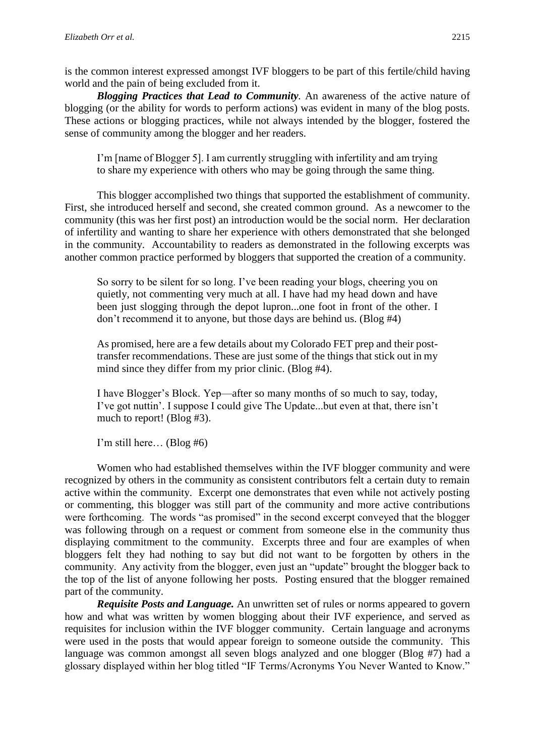is the common interest expressed amongst IVF bloggers to be part of this fertile/child having world and the pain of being excluded from it.

***Blogging Practices that Lead to Community.*** An awareness of the active nature of blogging (or the ability for words to perform actions) was evident in many of the blog posts. These actions or blogging practices, while not always intended by the blogger, fostered the sense of community among the blogger and her readers.

> I'm [name of Blogger 5]. I am currently struggling with infertility and am trying to share my experience with others who may be going through the same thing.

This blogger accomplished two things that supported the establishment of community. First, she introduced herself and second, she created common ground. As a newcomer to the community (this was her first post) an introduction would be the social norm. Her declaration of infertility and wanting to share her experience with others demonstrated that she belonged in the community. Accountability to readers as demonstrated in the following excerpts was another common practice performed by bloggers that supported the creation of a community.

> So sorry to be silent for so long. I've been reading your blogs, cheering you on quietly, not commenting very much at all. I have had my head down and have been just slogging through the depot lupron...one foot in front of the other. I don't recommend it to anyone, but those days are behind us. (Blog #4)

> As promised, here are a few details about my Colorado FET prep and their post-transfer recommendations. These are just some of the things that stick out in my mind since they differ from my prior clinic. (Blog #4).

> I have Blogger's Block. Yep—after so many months of so much to say, today, I've got nuttin'. I suppose I could give The Update...but even at that, there isn't much to report! (Blog #3).

> I'm still here… (Blog #6)

Women who had established themselves within the IVF blogger community and were recognized by others in the community as consistent contributors felt a certain duty to remain active within the community. Excerpt one demonstrates that even while not actively posting or commenting, this blogger was still part of the community and more active contributions were forthcoming. The words "as promised" in the second excerpt conveyed that the blogger was following through on a request or comment from someone else in the community thus displaying commitment to the community. Excerpts three and four are examples of when bloggers felt they had nothing to say but did not want to be forgotten by others in the community. Any activity from the blogger, even just an "update" brought the blogger back to the top of the list of anyone following her posts. Posting ensured that the blogger remained part of the community.

***Requisite Posts and Language.*** An unwritten set of rules or norms appeared to govern how and what was written by women blogging about their IVF experience, and served as requisites for inclusion within the IVF blogger community. Certain language and acronyms were used in the posts that would appear foreign to someone outside the community. This language was common amongst all seven blogs analyzed and one blogger (Blog #7) had a glossary displayed within her blog titled "IF Terms/Acronyms You Never Wanted to Know."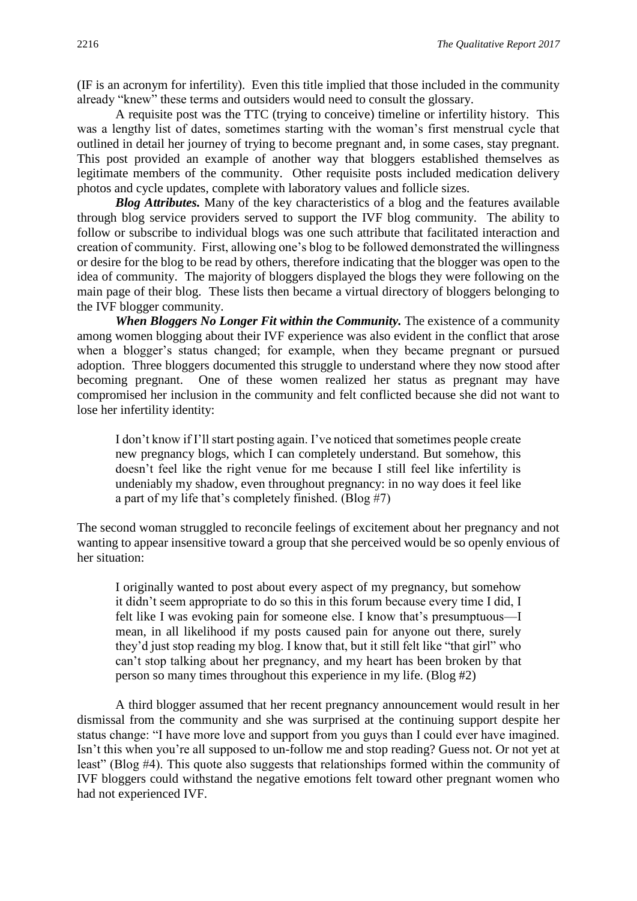(IF is an acronym for infertility). Even this title implied that those included in the community already "knew" these terms and outsiders would need to consult the glossary.

A requisite post was the TTC (trying to conceive) timeline or infertility history. This was a lengthy list of dates, sometimes starting with the woman's first menstrual cycle that outlined in detail her journey of trying to become pregnant and, in some cases, stay pregnant. This post provided an example of another way that bloggers established themselves as legitimate members of the community. Other requisite posts included medication delivery photos and cycle updates, complete with laboratory values and follicle sizes.

***Blog Attributes.*** Many of the key characteristics of a blog and the features available through blog service providers served to support the IVF blog community. The ability to follow or subscribe to individual blogs was one such attribute that facilitated interaction and creation of community. First, allowing one's blog to be followed demonstrated the willingness or desire for the blog to be read by others, therefore indicating that the blogger was open to the idea of community. The majority of bloggers displayed the blogs they were following on the main page of their blog. These lists then became a virtual directory of bloggers belonging to the IVF blogger community.

***When Bloggers No Longer Fit within the Community.*** The existence of a community among women blogging about their IVF experience was also evident in the conflict that arose when a blogger's status changed; for example, when they became pregnant or pursued adoption. Three bloggers documented this struggle to understand where they now stood after becoming pregnant. One of these women realized her status as pregnant may have compromised her inclusion in the community and felt conflicted because she did not want to lose her infertility identity:

> I don't know if I'll start posting again. I've noticed that sometimes people create new pregnancy blogs, which I can completely understand. But somehow, this doesn't feel like the right venue for me because I still feel like infertility is undeniably my shadow, even throughout pregnancy: in no way does it feel like a part of my life that's completely finished. (Blog #7)

The second woman struggled to reconcile feelings of excitement about her pregnancy and not wanting to appear insensitive toward a group that she perceived would be so openly envious of her situation:

> I originally wanted to post about every aspect of my pregnancy, but somehow it didn't seem appropriate to do so this in this forum because every time I did, I felt like I was evoking pain for someone else. I know that's presumptuous—I mean, in all likelihood if my posts caused pain for anyone out there, surely they'd just stop reading my blog. I know that, but it still felt like "that girl" who can't stop talking about her pregnancy, and my heart has been broken by that person so many times throughout this experience in my life. (Blog #2)

A third blogger assumed that her recent pregnancy announcement would result in her dismissal from the community and she was surprised at the continuing support despite her status change: "I have more love and support from you guys than I could ever have imagined. Isn't this when you're all supposed to un-follow me and stop reading? Guess not. Or not yet at least" (Blog #4). This quote also suggests that relationships formed within the community of IVF bloggers could withstand the negative emotions felt toward other pregnant women who had not experienced IVF.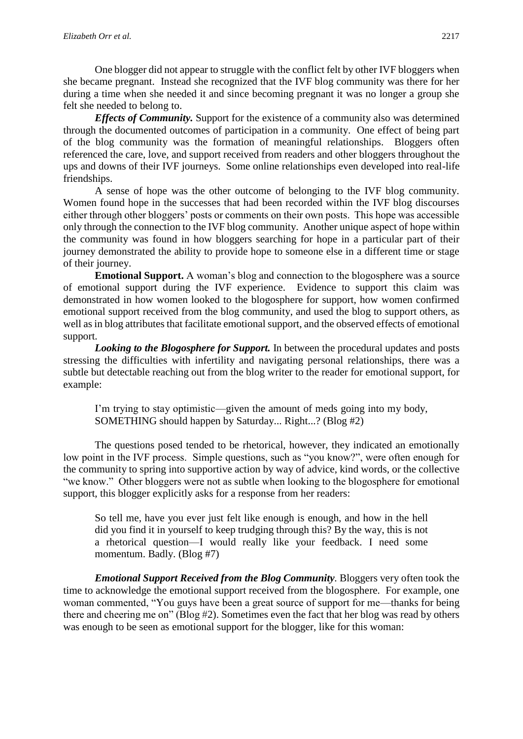One blogger did not appear to struggle with the conflict felt by other IVF bloggers when she became pregnant. Instead she recognized that the IVF blog community was there for her during a time when she needed it and since becoming pregnant it was no longer a group she felt she needed to belong to.

***Effects of Community.*** Support for the existence of a community also was determined through the documented outcomes of participation in a community. One effect of being part of the blog community was the formation of meaningful relationships. Bloggers often referenced the care, love, and support received from readers and other bloggers throughout the ups and downs of their IVF journeys. Some online relationships even developed into real-life friendships.

A sense of hope was the other outcome of belonging to the IVF blog community. Women found hope in the successes that had been recorded within the IVF blog discourses either through other bloggers' posts or comments on their own posts. This hope was accessible only through the connection to the IVF blog community. Another unique aspect of hope within the community was found in how bloggers searching for hope in a particular part of their journey demonstrated the ability to provide hope to someone else in a different time or stage of their journey.

**Emotional Support.** A woman's blog and connection to the blogosphere was a source of emotional support during the IVF experience. Evidence to support this claim was demonstrated in how women looked to the blogosphere for support, how women confirmed emotional support received from the blog community, and used the blog to support others, as well as in blog attributes that facilitate emotional support, and the observed effects of emotional support.

***Looking to the Blogosphere for Support.*** In between the procedural updates and posts stressing the difficulties with infertility and navigating personal relationships, there was a subtle but detectable reaching out from the blog writer to the reader for emotional support, for example:

> I'm trying to stay optimistic—given the amount of meds going into my body, SOMETHING should happen by Saturday... Right...? (Blog #2)

The questions posed tended to be rhetorical, however, they indicated an emotionally low point in the IVF process. Simple questions, such as "you know?", were often enough for the community to spring into supportive action by way of advice, kind words, or the collective "we know." Other bloggers were not as subtle when looking to the blogosphere for emotional support, this blogger explicitly asks for a response from her readers:

> So tell me, have you ever just felt like enough is enough, and how in the hell did you find it in yourself to keep trudging through this? By the way, this is not a rhetorical question—I would really like your feedback. I need some momentum. Badly. (Blog #7)

***Emotional Support Received from the Blog Community*.** Bloggers very often took the time to acknowledge the emotional support received from the blogosphere. For example, one woman commented, "You guys have been a great source of support for me—thanks for being there and cheering me on" (Blog #2). Sometimes even the fact that her blog was read by others was enough to be seen as emotional support for the blogger, like for this woman: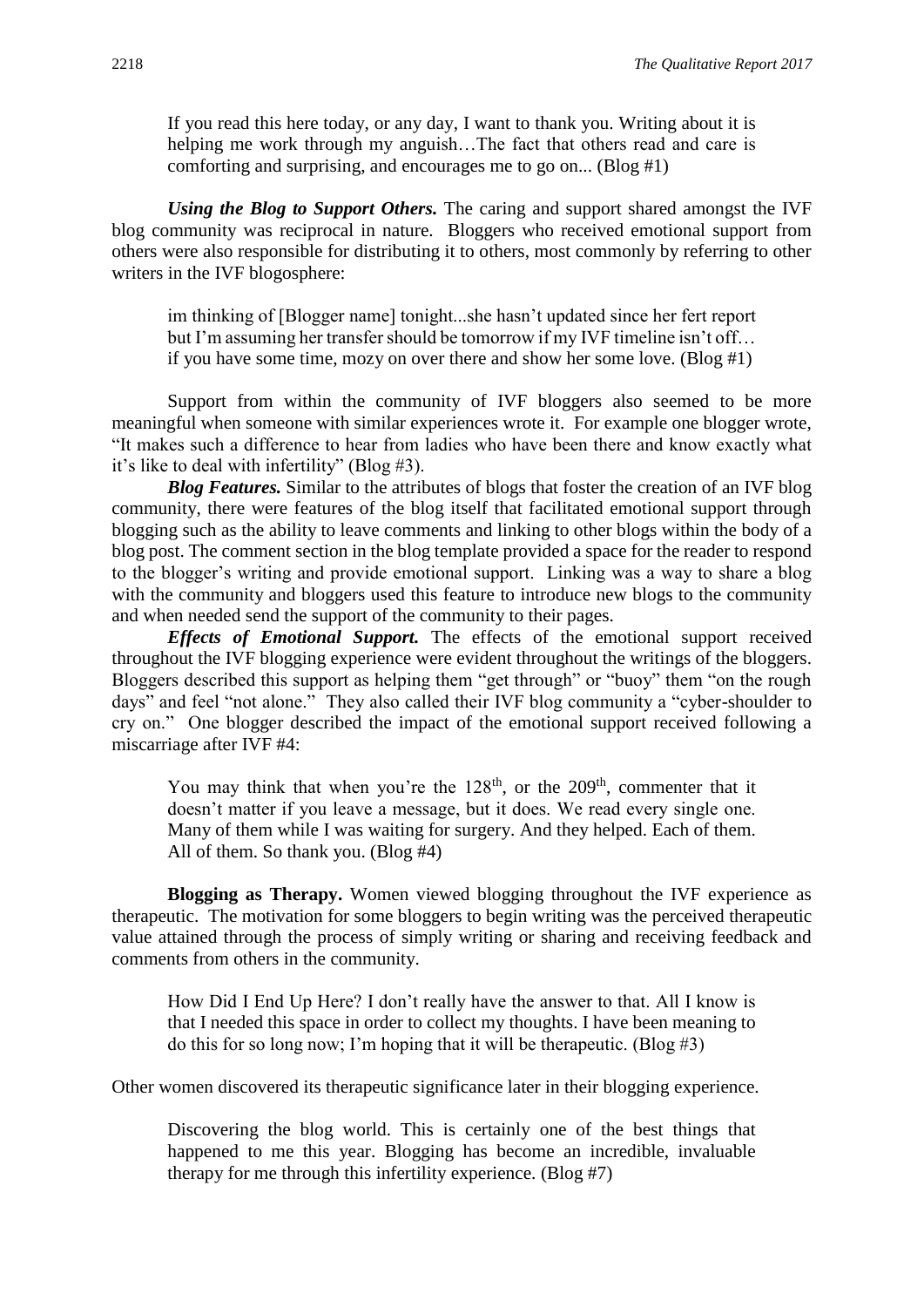> If you read this here today, or any day, I want to thank you. Writing about it is helping me work through my anguish…The fact that others read and care is comforting and surprising, and encourages me to go on... (Blog #1)

***Using the Blog to Support Others.*** The caring and support shared amongst the IVF blog community was reciprocal in nature. Bloggers who received emotional support from others were also responsible for distributing it to others, most commonly by referring to other writers in the IVF blogosphere:

> im thinking of [Blogger name] tonight...she hasn't updated since her fert report but I'm assuming her transfer should be tomorrow if my IVF timeline isn't off… if you have some time, mozy on over there and show her some love. (Blog #1)

Support from within the community of IVF bloggers also seemed to be more meaningful when someone with similar experiences wrote it. For example one blogger wrote, "It makes such a difference to hear from ladies who have been there and know exactly what it's like to deal with infertility" (Blog #3).

***Blog Features.*** Similar to the attributes of blogs that foster the creation of an IVF blog community, there were features of the blog itself that facilitated emotional support through blogging such as the ability to leave comments and linking to other blogs within the body of a blog post. The comment section in the blog template provided a space for the reader to respond to the blogger's writing and provide emotional support. Linking was a way to share a blog with the community and bloggers used this feature to introduce new blogs to the community and when needed send the support of the community to their pages.

***Effects of Emotional Support.*** The effects of the emotional support received throughout the IVF blogging experience were evident throughout the writings of the bloggers. Bloggers described this support as helping them "get through" or "buoy" them "on the rough days" and feel "not alone." They also called their IVF blog community a "cyber-shoulder to cry on." One blogger described the impact of the emotional support received following a miscarriage after IVF #4:

> You may think that when you're the 128th, or the 209th, commenter that it doesn't matter if you leave a message, but it does. We read every single one. Many of them while I was waiting for surgery. And they helped. Each of them. All of them. So thank you. (Blog #4)

**Blogging as Therapy.** Women viewed blogging throughout the IVF experience as therapeutic. The motivation for some bloggers to begin writing was the perceived therapeutic value attained through the process of simply writing or sharing and receiving feedback and comments from others in the community.

> How Did I End Up Here? I don't really have the answer to that. All I know is that I needed this space in order to collect my thoughts. I have been meaning to do this for so long now; I'm hoping that it will be therapeutic. (Blog #3)

Other women discovered its therapeutic significance later in their blogging experience.

> Discovering the blog world. This is certainly one of the best things that happened to me this year. Blogging has become an incredible, invaluable therapy for me through this infertility experience. (Blog #7)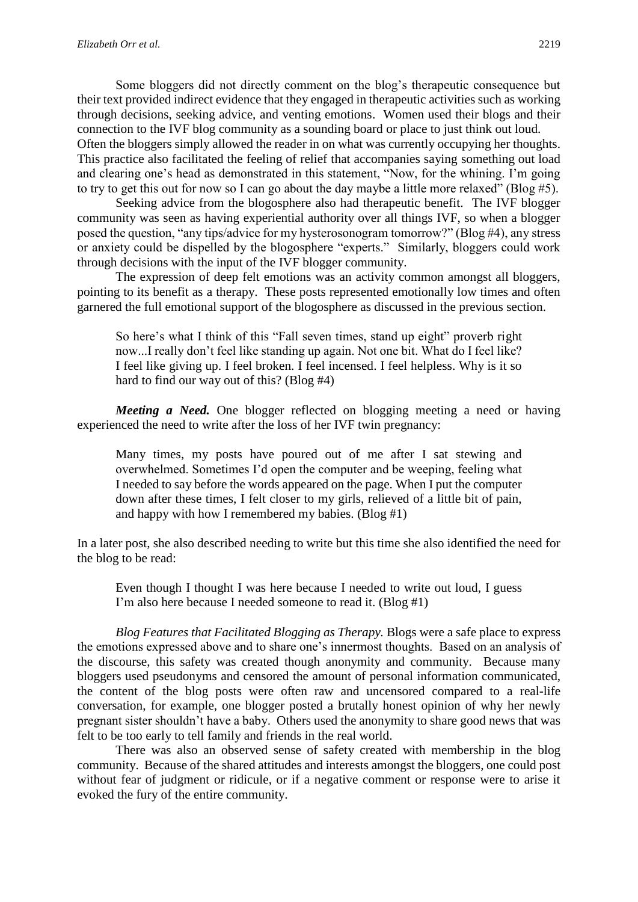Some bloggers did not directly comment on the blog's therapeutic consequence but their text provided indirect evidence that they engaged in therapeutic activities such as working through decisions, seeking advice, and venting emotions. Women used their blogs and their connection to the IVF blog community as a sounding board or place to just think out loud. Often the bloggers simply allowed the reader in on what was currently occupying her thoughts. This practice also facilitated the feeling of relief that accompanies saying something out load and clearing one's head as demonstrated in this statement, "Now, for the whining. I'm going to try to get this out for now so I can go about the day maybe a little more relaxed" (Blog #5).

Seeking advice from the blogosphere also had therapeutic benefit. The IVF blogger community was seen as having experiential authority over all things IVF, so when a blogger posed the question, "any tips/advice for my hysterosonogram tomorrow?" (Blog #4), any stress or anxiety could be dispelled by the blogosphere "experts." Similarly, bloggers could work through decisions with the input of the IVF blogger community.

The expression of deep felt emotions was an activity common amongst all bloggers, pointing to its benefit as a therapy. These posts represented emotionally low times and often garnered the full emotional support of the blogosphere as discussed in the previous section.

> So here's what I think of this "Fall seven times, stand up eight" proverb right now...I really don't feel like standing up again. Not one bit. What do I feel like? I feel like giving up. I feel broken. I feel incensed. I feel helpless. Why is it so hard to find our way out of this? (Blog #4)

***Meeting a Need.*** One blogger reflected on blogging meeting a need or having experienced the need to write after the loss of her IVF twin pregnancy:

> Many times, my posts have poured out of me after I sat stewing and overwhelmed. Sometimes I'd open the computer and be weeping, feeling what I needed to say before the words appeared on the page. When I put the computer down after these times, I felt closer to my girls, relieved of a little bit of pain, and happy with how I remembered my babies. (Blog #1)

In a later post, she also described needing to write but this time she also identified the need for the blog to be read:

> Even though I thought I was here because I needed to write out loud, I guess I'm also here because I needed someone to read it. (Blog #1)

*Blog Features that Facilitated Blogging as Therapy.* Blogs were a safe place to express the emotions expressed above and to share one's innermost thoughts. Based on an analysis of the discourse, this safety was created though anonymity and community. Because many bloggers used pseudonyms and censored the amount of personal information communicated, the content of the blog posts were often raw and uncensored compared to a real-life conversation, for example, one blogger posted a brutally honest opinion of why her newly pregnant sister shouldn't have a baby. Others used the anonymity to share good news that was felt to be too early to tell family and friends in the real world.

There was also an observed sense of safety created with membership in the blog community. Because of the shared attitudes and interests amongst the bloggers, one could post without fear of judgment or ridicule, or if a negative comment or response were to arise it evoked the fury of the entire community.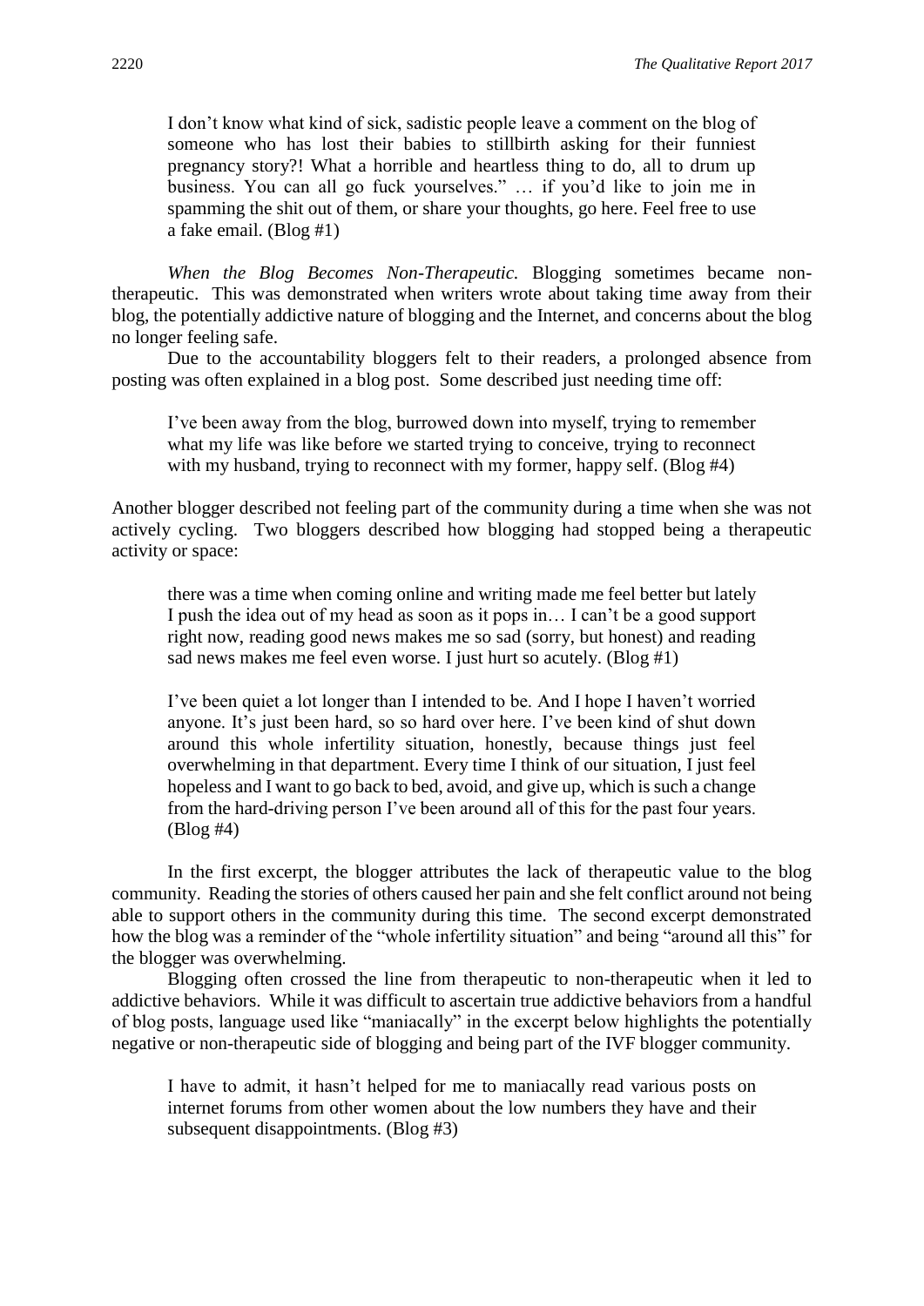> I don't know what kind of sick, sadistic people leave a comment on the blog of someone who has lost their babies to stillbirth asking for their funniest pregnancy story?! What a horrible and heartless thing to do, all to drum up business. You can all go fuck yourselves." … if you'd like to join me in spamming the shit out of them, or share your thoughts, go here. Feel free to use a fake email. (Blog #1)

*When the Blog Becomes Non-Therapeutic.* Blogging sometimes became non-therapeutic. This was demonstrated when writers wrote about taking time away from their blog, the potentially addictive nature of blogging and the Internet, and concerns about the blog no longer feeling safe.

Due to the accountability bloggers felt to their readers, a prolonged absence from posting was often explained in a blog post. Some described just needing time off:

> I've been away from the blog, burrowed down into myself, trying to remember what my life was like before we started trying to conceive, trying to reconnect with my husband, trying to reconnect with my former, happy self. (Blog #4)

Another blogger described not feeling part of the community during a time when she was not actively cycling. Two bloggers described how blogging had stopped being a therapeutic activity or space:

> there was a time when coming online and writing made me feel better but lately I push the idea out of my head as soon as it pops in… I can't be a good support right now, reading good news makes me so sad (sorry, but honest) and reading sad news makes me feel even worse. I just hurt so acutely. (Blog #1)

> I've been quiet a lot longer than I intended to be. And I hope I haven't worried anyone. It's just been hard, so so hard over here. I've been kind of shut down around this whole infertility situation, honestly, because things just feel overwhelming in that department. Every time I think of our situation, I just feel hopeless and I want to go back to bed, avoid, and give up, which is such a change from the hard-driving person I've been around all of this for the past four years. (Blog #4)

In the first excerpt, the blogger attributes the lack of therapeutic value to the blog community. Reading the stories of others caused her pain and she felt conflict around not being able to support others in the community during this time. The second excerpt demonstrated how the blog was a reminder of the "whole infertility situation" and being "around all this" for the blogger was overwhelming.

Blogging often crossed the line from therapeutic to non-therapeutic when it led to addictive behaviors. While it was difficult to ascertain true addictive behaviors from a handful of blog posts, language used like "maniacally" in the excerpt below highlights the potentially negative or non-therapeutic side of blogging and being part of the IVF blogger community.

> I have to admit, it hasn't helped for me to maniacally read various posts on internet forums from other women about the low numbers they have and their subsequent disappointments. (Blog #3)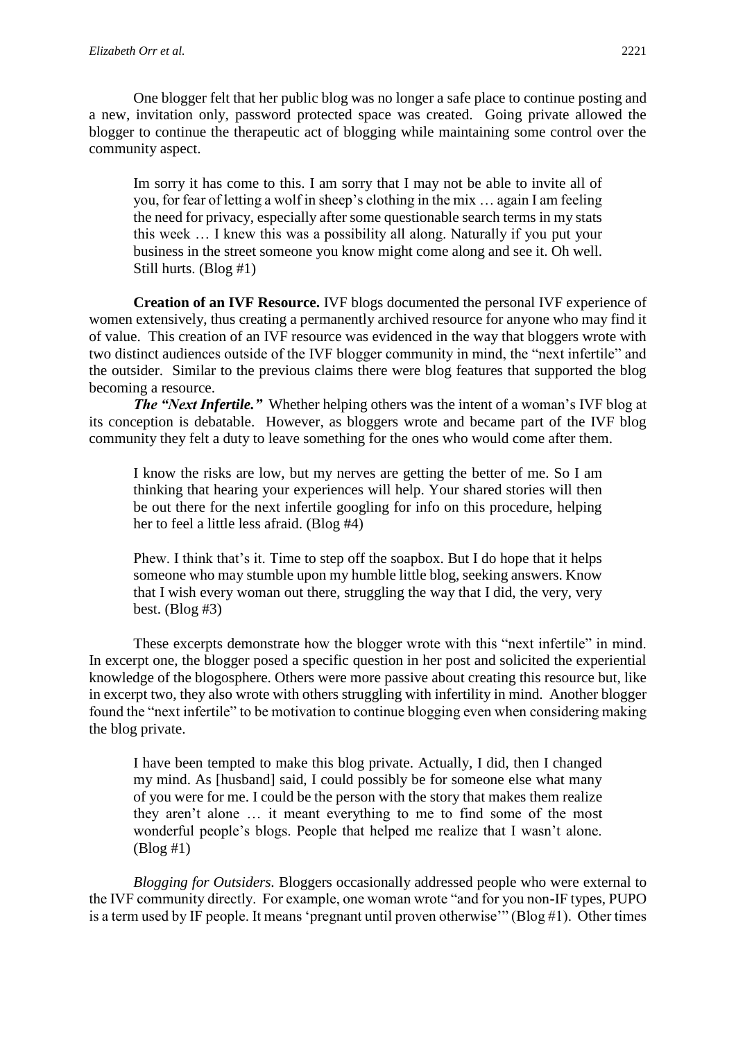One blogger felt that her public blog was no longer a safe place to continue posting and a new, invitation only, password protected space was created. Going private allowed the blogger to continue the therapeutic act of blogging while maintaining some control over the community aspect.

> Im sorry it has come to this. I am sorry that I may not be able to invite all of you, for fear of letting a wolf in sheep's clothing in the mix … again I am feeling the need for privacy, especially after some questionable search terms in my stats this week … I knew this was a possibility all along. Naturally if you put your business in the street someone you know might come along and see it. Oh well. Still hurts. (Blog #1)

**Creation of an IVF Resource.** IVF blogs documented the personal IVF experience of women extensively, thus creating a permanently archived resource for anyone who may find it of value. This creation of an IVF resource was evidenced in the way that bloggers wrote with two distinct audiences outside of the IVF blogger community in mind, the "next infertile" and the outsider. Similar to the previous claims there were blog features that supported the blog becoming a resource.

***The "Next Infertile."*** Whether helping others was the intent of a woman's IVF blog at its conception is debatable. However, as bloggers wrote and became part of the IVF blog community they felt a duty to leave something for the ones who would come after them.

> I know the risks are low, but my nerves are getting the better of me. So I am thinking that hearing your experiences will help. Your shared stories will then be out there for the next infertile googling for info on this procedure, helping her to feel a little less afraid. (Blog #4)

> Phew. I think that's it. Time to step off the soapbox. But I do hope that it helps someone who may stumble upon my humble little blog, seeking answers. Know that I wish every woman out there, struggling the way that I did, the very, very best. (Blog #3)

These excerpts demonstrate how the blogger wrote with this "next infertile" in mind. In excerpt one, the blogger posed a specific question in her post and solicited the experiential knowledge of the blogosphere. Others were more passive about creating this resource but, like in excerpt two, they also wrote with others struggling with infertility in mind. Another blogger found the "next infertile" to be motivation to continue blogging even when considering making the blog private.

> I have been tempted to make this blog private. Actually, I did, then I changed my mind. As [husband] said, I could possibly be for someone else what many of you were for me. I could be the person with the story that makes them realize they aren't alone … it meant everything to me to find some of the most wonderful people's blogs. People that helped me realize that I wasn't alone. (Blog #1)

*Blogging for Outsiders.* Bloggers occasionally addressed people who were external to the IVF community directly. For example, one woman wrote "and for you non-IF types, PUPO is a term used by IF people. It means 'pregnant until proven otherwise'" (Blog #1). Other times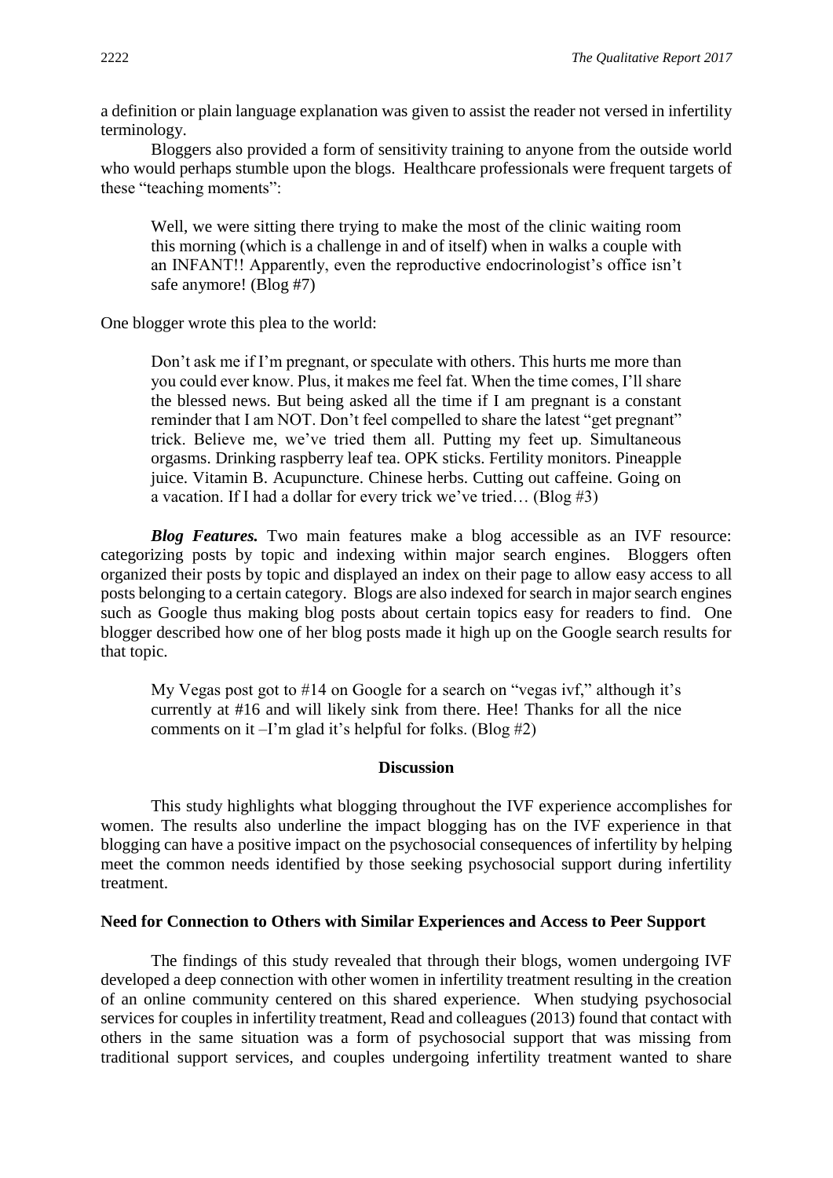a definition or plain language explanation was given to assist the reader not versed in infertility terminology.

Bloggers also provided a form of sensitivity training to anyone from the outside world who would perhaps stumble upon the blogs. Healthcare professionals were frequent targets of these "teaching moments":

> Well, we were sitting there trying to make the most of the clinic waiting room this morning (which is a challenge in and of itself) when in walks a couple with an INFANT!! Apparently, even the reproductive endocrinologist's office isn't safe anymore! (Blog #7)

One blogger wrote this plea to the world:

> Don't ask me if I'm pregnant, or speculate with others. This hurts me more than you could ever know. Plus, it makes me feel fat. When the time comes, I'll share the blessed news. But being asked all the time if I am pregnant is a constant reminder that I am NOT. Don't feel compelled to share the latest "get pregnant" trick. Believe me, we've tried them all. Putting my feet up. Simultaneous orgasms. Drinking raspberry leaf tea. OPK sticks. Fertility monitors. Pineapple juice. Vitamin B. Acupuncture. Chinese herbs. Cutting out caffeine. Going on a vacation. If I had a dollar for every trick we've tried… (Blog #3)

***Blog Features.*** Two main features make a blog accessible as an IVF resource: categorizing posts by topic and indexing within major search engines. Bloggers often organized their posts by topic and displayed an index on their page to allow easy access to all posts belonging to a certain category. Blogs are also indexed for search in major search engines such as Google thus making blog posts about certain topics easy for readers to find. One blogger described how one of her blog posts made it high up on the Google search results for that topic.

> My Vegas post got to #14 on Google for a search on "vegas ivf," although it's currently at #16 and will likely sink from there. Hee! Thanks for all the nice comments on it –I'm glad it's helpful for folks. (Blog #2)

## Discussion

This study highlights what blogging throughout the IVF experience accomplishes for women. The results also underline the impact blogging has on the IVF experience in that blogging can have a positive impact on the psychosocial consequences of infertility by helping meet the common needs identified by those seeking psychosocial support during infertility treatment.

### Need for Connection to Others with Similar Experiences and Access to Peer Support

The findings of this study revealed that through their blogs, women undergoing IVF developed a deep connection with other women in infertility treatment resulting in the creation of an online community centered on this shared experience. When studying psychosocial services for couples in infertility treatment, Read and colleagues (2013) found that contact with others in the same situation was a form of psychosocial support that was missing from traditional support services, and couples undergoing infertility treatment wanted to share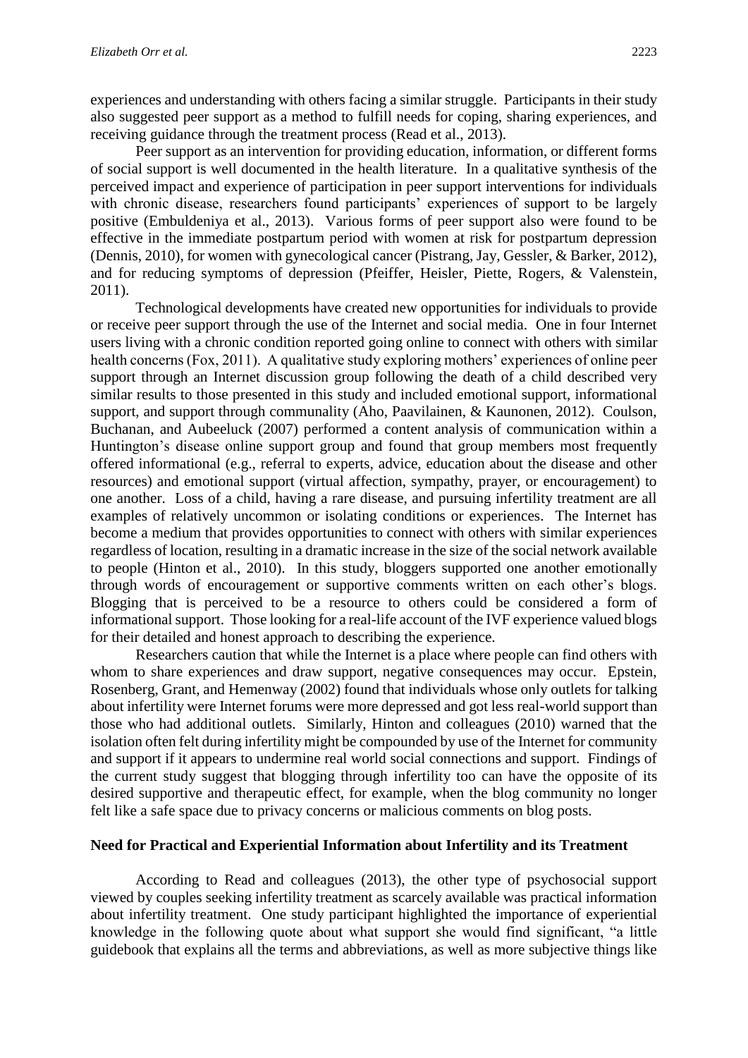experiences and understanding with others facing a similar struggle. Participants in their study also suggested peer support as a method to fulfill needs for coping, sharing experiences, and receiving guidance through the treatment process (Read et al., 2013).

Peer support as an intervention for providing education, information, or different forms of social support is well documented in the health literature. In a qualitative synthesis of the perceived impact and experience of participation in peer support interventions for individuals with chronic disease, researchers found participants' experiences of support to be largely positive (Embuldeniya et al., 2013). Various forms of peer support also were found to be effective in the immediate postpartum period with women at risk for postpartum depression (Dennis, 2010), for women with gynecological cancer (Pistrang, Jay, Gessler, & Barker, 2012), and for reducing symptoms of depression (Pfeiffer, Heisler, Piette, Rogers, & Valenstein, 2011).

Technological developments have created new opportunities for individuals to provide or receive peer support through the use of the Internet and social media. One in four Internet users living with a chronic condition reported going online to connect with others with similar health concerns (Fox, 2011). A qualitative study exploring mothers' experiences of online peer support through an Internet discussion group following the death of a child described very similar results to those presented in this study and included emotional support, informational support, and support through communality (Aho, Paavilainen, & Kaunonen, 2012). Coulson, Buchanan, and Aubeeluck (2007) performed a content analysis of communication within a Huntington's disease online support group and found that group members most frequently offered informational (e.g., referral to experts, advice, education about the disease and other resources) and emotional support (virtual affection, sympathy, prayer, or encouragement) to one another. Loss of a child, having a rare disease, and pursuing infertility treatment are all examples of relatively uncommon or isolating conditions or experiences. The Internet has become a medium that provides opportunities to connect with others with similar experiences regardless of location, resulting in a dramatic increase in the size of the social network available to people (Hinton et al., 2010). In this study, bloggers supported one another emotionally through words of encouragement or supportive comments written on each other's blogs. Blogging that is perceived to be a resource to others could be considered a form of informational support. Those looking for a real-life account of the IVF experience valued blogs for their detailed and honest approach to describing the experience.

Researchers caution that while the Internet is a place where people can find others with whom to share experiences and draw support, negative consequences may occur. Epstein, Rosenberg, Grant, and Hemenway (2002) found that individuals whose only outlets for talking about infertility were Internet forums were more depressed and got less real-world support than those who had additional outlets. Similarly, Hinton and colleagues (2010) warned that the isolation often felt during infertility might be compounded by use of the Internet for community and support if it appears to undermine real world social connections and support. Findings of the current study suggest that blogging through infertility too can have the opposite of its desired supportive and therapeutic effect, for example, when the blog community no longer felt like a safe space due to privacy concerns or malicious comments on blog posts.

**Need for Practical and Experiential Information about Infertility and its Treatment**

According to Read and colleagues (2013), the other type of psychosocial support viewed by couples seeking infertility treatment as scarcely available was practical information about infertility treatment. One study participant highlighted the importance of experiential knowledge in the following quote about what support she would find significant, "a little guidebook that explains all the terms and abbreviations, as well as more subjective things like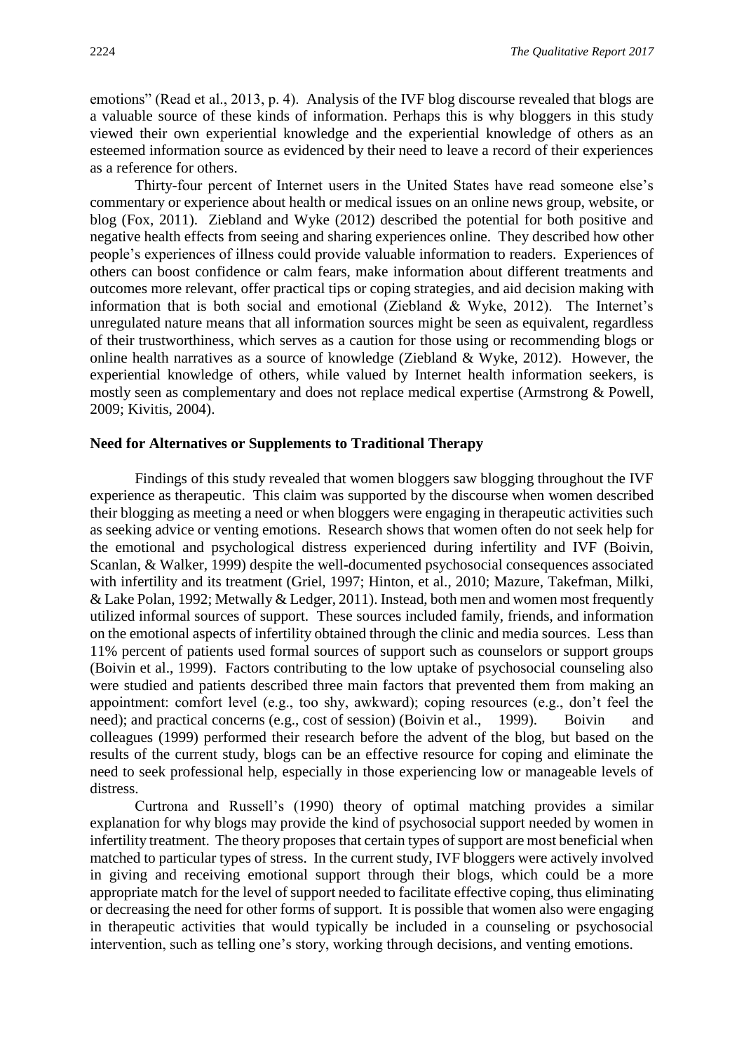emotions" (Read et al., 2013, p. 4). Analysis of the IVF blog discourse revealed that blogs are a valuable source of these kinds of information. Perhaps this is why bloggers in this study viewed their own experiential knowledge and the experiential knowledge of others as an esteemed information source as evidenced by their need to leave a record of their experiences as a reference for others.

Thirty-four percent of Internet users in the United States have read someone else's commentary or experience about health or medical issues on an online news group, website, or blog (Fox, 2011). Ziebland and Wyke (2012) described the potential for both positive and negative health effects from seeing and sharing experiences online. They described how other people's experiences of illness could provide valuable information to readers. Experiences of others can boost confidence or calm fears, make information about different treatments and outcomes more relevant, offer practical tips or coping strategies, and aid decision making with information that is both social and emotional (Ziebland & Wyke, 2012). The Internet's unregulated nature means that all information sources might be seen as equivalent, regardless of their trustworthiness, which serves as a caution for those using or recommending blogs or online health narratives as a source of knowledge (Ziebland & Wyke, 2012). However, the experiential knowledge of others, while valued by Internet health information seekers, is mostly seen as complementary and does not replace medical expertise (Armstrong & Powell, 2009; Kivitis, 2004).

### Need for Alternatives or Supplements to Traditional Therapy

Findings of this study revealed that women bloggers saw blogging throughout the IVF experience as therapeutic. This claim was supported by the discourse when women described their blogging as meeting a need or when bloggers were engaging in therapeutic activities such as seeking advice or venting emotions. Research shows that women often do not seek help for the emotional and psychological distress experienced during infertility and IVF (Boivin, Scanlan, & Walker, 1999) despite the well-documented psychosocial consequences associated with infertility and its treatment (Griel, 1997; Hinton, et al., 2010; Mazure, Takefman, Milki, & Lake Polan, 1992; Metwally & Ledger, 2011). Instead, both men and women most frequently utilized informal sources of support. These sources included family, friends, and information on the emotional aspects of infertility obtained through the clinic and media sources. Less than 11% percent of patients used formal sources of support such as counselors or support groups (Boivin et al., 1999). Factors contributing to the low uptake of psychosocial counseling also were studied and patients described three main factors that prevented them from making an appointment: comfort level (e.g., too shy, awkward); coping resources (e.g., don't feel the need); and practical concerns (e.g., cost of session) (Boivin et al., 1999). Boivin and colleagues (1999) performed their research before the advent of the blog, but based on the results of the current study, blogs can be an effective resource for coping and eliminate the need to seek professional help, especially in those experiencing low or manageable levels of distress.

Curtrona and Russell's (1990) theory of optimal matching provides a similar explanation for why blogs may provide the kind of psychosocial support needed by women in infertility treatment. The theory proposes that certain types of support are most beneficial when matched to particular types of stress. In the current study, IVF bloggers were actively involved in giving and receiving emotional support through their blogs, which could be a more appropriate match for the level of support needed to facilitate effective coping, thus eliminating or decreasing the need for other forms of support. It is possible that women also were engaging in therapeutic activities that would typically be included in a counseling or psychosocial intervention, such as telling one's story, working through decisions, and venting emotions.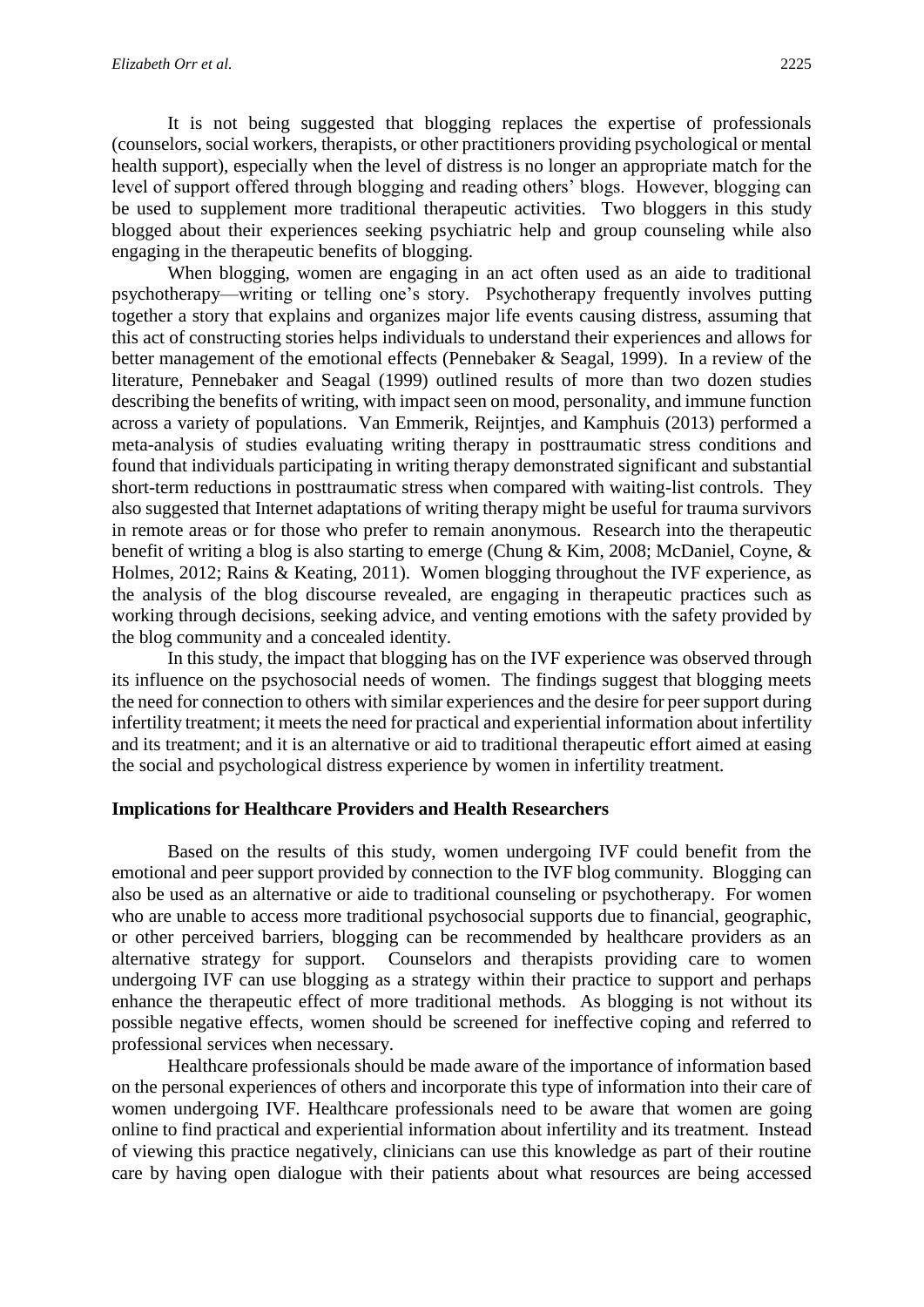It is not being suggested that blogging replaces the expertise of professionals (counselors, social workers, therapists, or other practitioners providing psychological or mental health support), especially when the level of distress is no longer an appropriate match for the level of support offered through blogging and reading others' blogs. However, blogging can be used to supplement more traditional therapeutic activities. Two bloggers in this study blogged about their experiences seeking psychiatric help and group counseling while also engaging in the therapeutic benefits of blogging.

When blogging, women are engaging in an act often used as an aide to traditional psychotherapy—writing or telling one's story. Psychotherapy frequently involves putting together a story that explains and organizes major life events causing distress, assuming that this act of constructing stories helps individuals to understand their experiences and allows for better management of the emotional effects (Pennebaker & Seagal, 1999). In a review of the literature, Pennebaker and Seagal (1999) outlined results of more than two dozen studies describing the benefits of writing, with impact seen on mood, personality, and immune function across a variety of populations. Van Emmerik, Reijntjes, and Kamphuis (2013) performed a meta-analysis of studies evaluating writing therapy in posttraumatic stress conditions and found that individuals participating in writing therapy demonstrated significant and substantial short-term reductions in posttraumatic stress when compared with waiting-list controls. They also suggested that Internet adaptations of writing therapy might be useful for trauma survivors in remote areas or for those who prefer to remain anonymous. Research into the therapeutic benefit of writing a blog is also starting to emerge (Chung & Kim, 2008; McDaniel, Coyne, & Holmes, 2012; Rains & Keating, 2011). Women blogging throughout the IVF experience, as the analysis of the blog discourse revealed, are engaging in therapeutic practices such as working through decisions, seeking advice, and venting emotions with the safety provided by the blog community and a concealed identity.

In this study, the impact that blogging has on the IVF experience was observed through its influence on the psychosocial needs of women. The findings suggest that blogging meets the need for connection to others with similar experiences and the desire for peer support during infertility treatment; it meets the need for practical and experiential information about infertility and its treatment; and it is an alternative or aid to traditional therapeutic effort aimed at easing the social and psychological distress experience by women in infertility treatment.

### Implications for Healthcare Providers and Health Researchers

Based on the results of this study, women undergoing IVF could benefit from the emotional and peer support provided by connection to the IVF blog community. Blogging can also be used as an alternative or aide to traditional counseling or psychotherapy. For women who are unable to access more traditional psychosocial supports due to financial, geographic, or other perceived barriers, blogging can be recommended by healthcare providers as an alternative strategy for support. Counselors and therapists providing care to women undergoing IVF can use blogging as a strategy within their practice to support and perhaps enhance the therapeutic effect of more traditional methods. As blogging is not without its possible negative effects, women should be screened for ineffective coping and referred to professional services when necessary.

Healthcare professionals should be made aware of the importance of information based on the personal experiences of others and incorporate this type of information into their care of women undergoing IVF. Healthcare professionals need to be aware that women are going online to find practical and experiential information about infertility and its treatment. Instead of viewing this practice negatively, clinicians can use this knowledge as part of their routine care by having open dialogue with their patients about what resources are being accessed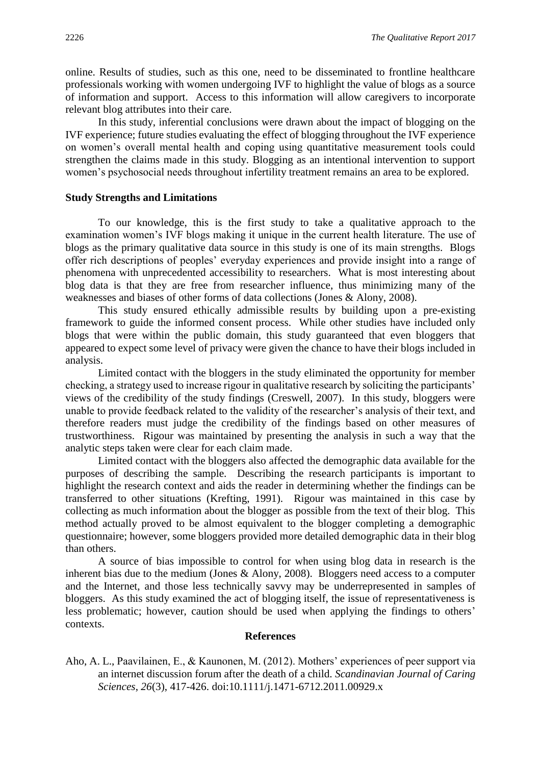online. Results of studies, such as this one, need to be disseminated to frontline healthcare professionals working with women undergoing IVF to highlight the value of blogs as a source of information and support. Access to this information will allow caregivers to incorporate relevant blog attributes into their care.

In this study, inferential conclusions were drawn about the impact of blogging on the IVF experience; future studies evaluating the effect of blogging throughout the IVF experience on women's overall mental health and coping using quantitative measurement tools could strengthen the claims made in this study. Blogging as an intentional intervention to support women's psychosocial needs throughout infertility treatment remains an area to be explored.

### Study Strengths and Limitations

To our knowledge, this is the first study to take a qualitative approach to the examination women's IVF blogs making it unique in the current health literature. The use of blogs as the primary qualitative data source in this study is one of its main strengths. Blogs offer rich descriptions of peoples' everyday experiences and provide insight into a range of phenomena with unprecedented accessibility to researchers. What is most interesting about blog data is that they are free from researcher influence, thus minimizing many of the weaknesses and biases of other forms of data collections (Jones & Alony, 2008).

This study ensured ethically admissible results by building upon a pre-existing framework to guide the informed consent process. While other studies have included only blogs that were within the public domain, this study guaranteed that even bloggers that appeared to expect some level of privacy were given the chance to have their blogs included in analysis.

Limited contact with the bloggers in the study eliminated the opportunity for member checking, a strategy used to increase rigour in qualitative research by soliciting the participants' views of the credibility of the study findings (Creswell, 2007). In this study, bloggers were unable to provide feedback related to the validity of the researcher's analysis of their text, and therefore readers must judge the credibility of the findings based on other measures of trustworthiness. Rigour was maintained by presenting the analysis in such a way that the analytic steps taken were clear for each claim made.

Limited contact with the bloggers also affected the demographic data available for the purposes of describing the sample. Describing the research participants is important to highlight the research context and aids the reader in determining whether the findings can be transferred to other situations (Krefting, 1991). Rigour was maintained in this case by collecting as much information about the blogger as possible from the text of their blog. This method actually proved to be almost equivalent to the blogger completing a demographic questionnaire; however, some bloggers provided more detailed demographic data in their blog than others.

A source of bias impossible to control for when using blog data in research is the inherent bias due to the medium (Jones & Alony, 2008). Bloggers need access to a computer and the Internet, and those less technically savvy may be underrepresented in samples of bloggers. As this study examined the act of blogging itself, the issue of representativeness is less problematic; however, caution should be used when applying the findings to others' contexts.

## References

Aho, A. L., Paavilainen, E., & Kaunonen, M. (2012). Mothers' experiences of peer support via an internet discussion forum after the death of a child. *Scandinavian Journal of Caring Sciences*, *26*(3), 417-426. doi:10.1111/j.1471-6712.2011.00929.x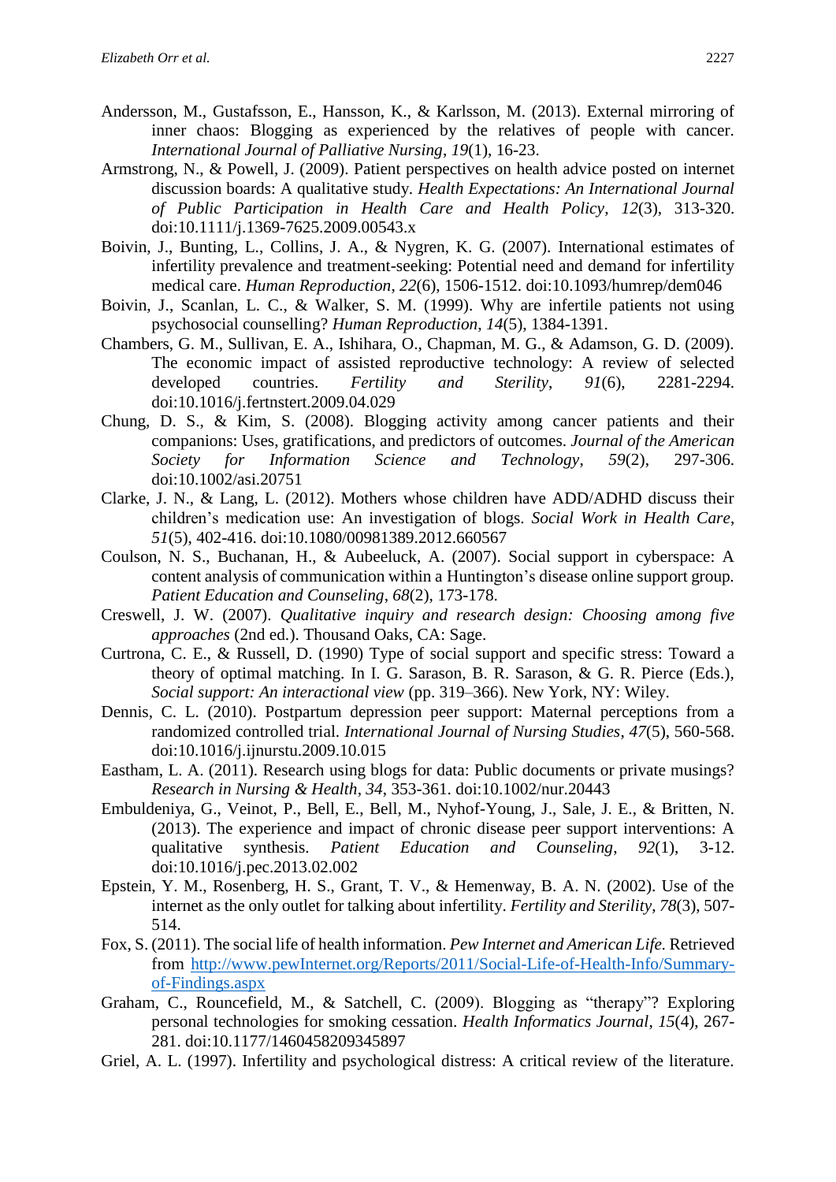Andersson, M., Gustafsson, E., Hansson, K., & Karlsson, M. (2013). External mirroring of inner chaos: Blogging as experienced by the relatives of people with cancer. *International Journal of Palliative Nursing*, *19*(1), 16-23.

Armstrong, N., & Powell, J. (2009). Patient perspectives on health advice posted on internet discussion boards: A qualitative study. *Health Expectations: An International Journal of Public Participation in Health Care and Health Policy*, *12*(3), 313-320. doi:10.1111/j.1369-7625.2009.00543.x

Boivin, J., Bunting, L., Collins, J. A., & Nygren, K. G. (2007). International estimates of infertility prevalence and treatment-seeking: Potential need and demand for infertility medical care. *Human Reproduction*, *22*(6), 1506-1512. doi:10.1093/humrep/dem046

Boivin, J., Scanlan, L. C., & Walker, S. M. (1999). Why are infertile patients not using psychosocial counselling? *Human Reproduction*, *14*(5), 1384-1391.

Chambers, G. M., Sullivan, E. A., Ishihara, O., Chapman, M. G., & Adamson, G. D. (2009). The economic impact of assisted reproductive technology: A review of selected developed countries. *Fertility and Sterility*, *91*(6), 2281-2294. doi:10.1016/j.fertnstert.2009.04.029

Chung, D. S., & Kim, S. (2008). Blogging activity among cancer patients and their companions: Uses, gratifications, and predictors of outcomes. *Journal of the American Society for Information Science and Technology*, *59*(2), 297-306. doi:10.1002/asi.20751

Clarke, J. N., & Lang, L. (2012). Mothers whose children have ADD/ADHD discuss their children's medication use: An investigation of blogs. *Social Work in Health Care*, *51*(5), 402-416. doi:10.1080/00981389.2012.660567

Coulson, N. S., Buchanan, H., & Aubeeluck, A. (2007). Social support in cyberspace: A content analysis of communication within a Huntington's disease online support group. *Patient Education and Counseling*, *68*(2), 173-178.

Creswell, J. W. (2007). *Qualitative inquiry and research design: Choosing among five approaches* (2nd ed.). Thousand Oaks, CA: Sage.

Curtrona, C. E., & Russell, D. (1990) Type of social support and specific stress: Toward a theory of optimal matching. In I. G. Sarason, B. R. Sarason, & G. R. Pierce (Eds.), *Social support: An interactional view* (pp. 319–366). New York, NY: Wiley.

Dennis, C. L. (2010). Postpartum depression peer support: Maternal perceptions from a randomized controlled trial. *International Journal of Nursing Studies*, *47*(5), 560-568. doi:10.1016/j.ijnurstu.2009.10.015

Eastham, L. A. (2011). Research using blogs for data: Public documents or private musings? *Research in Nursing & Health*, *34*, 353-361. doi:10.1002/nur.20443

Embuldeniya, G., Veinot, P., Bell, E., Bell, M., Nyhof-Young, J., Sale, J. E., & Britten, N. (2013). The experience and impact of chronic disease peer support interventions: A qualitative synthesis. *Patient Education and Counseling*, *92*(1), 3-12. doi:10.1016/j.pec.2013.02.002

Epstein, Y. M., Rosenberg, H. S., Grant, T. V., & Hemenway, B. A. N. (2002). Use of the internet as the only outlet for talking about infertility. *Fertility and Sterility*, *78*(3), 507-514.

Fox, S. (2011). The social life of health information. *Pew Internet and American Life.* Retrieved from http://www.pewInternet.org/Reports/2011/Social-Life-of-Health-Info/Summary-of-Findings.aspx

Graham, C., Rouncefield, M., & Satchell, C. (2009). Blogging as "therapy"? Exploring personal technologies for smoking cessation. *Health Informatics Journal*, *15*(4), 267-281. doi:10.1177/1460458209345897

Griel, A. L. (1997). Infertility and psychological distress: A critical review of the literature.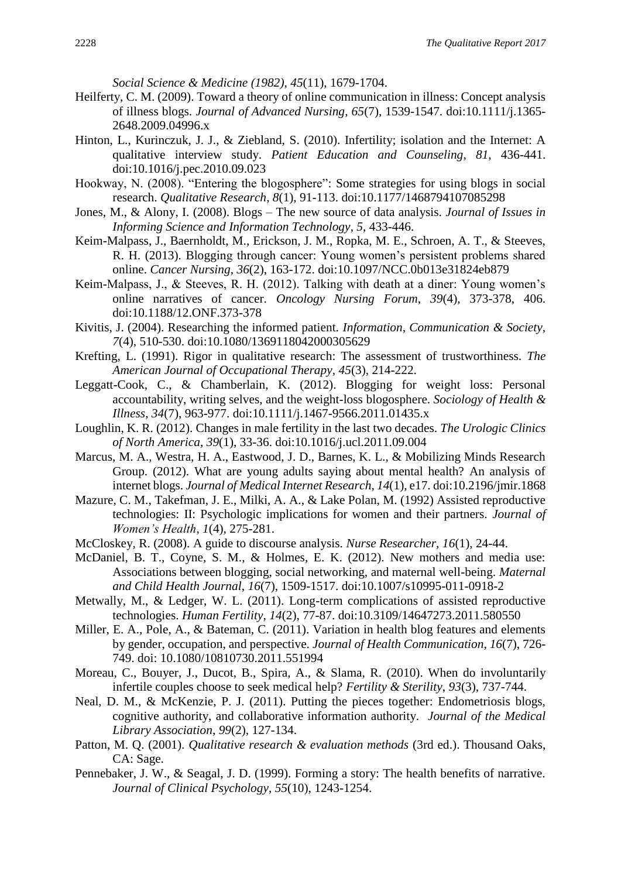*Social Science & Medicine (1982)*, *45*(11), 1679-1704.

Heilferty, C. M. (2009). Toward a theory of online communication in illness: Concept analysis of illness blogs. *Journal of Advanced Nursing*, *65*(7), 1539-1547. doi:10.1111/j.1365-2648.2009.04996.x

Hinton, L., Kurinczuk, J. J., & Ziebland, S. (2010). Infertility; isolation and the Internet: A qualitative interview study. *Patient Education and Counseling*, *81*, 436-441. doi:10.1016/j.pec.2010.09.023

Hookway, N. (2008). "Entering the blogosphere": Some strategies for using blogs in social research. *Qualitative Research*, *8*(1), 91-113. doi:10.1177/1468794107085298

Jones, M., & Alony, I. (2008). Blogs – The new source of data analysis. *Journal of Issues in Informing Science and Information Technology*, *5*, 433-446.

Keim-Malpass, J., Baernholdt, M., Erickson, J. M., Ropka, M. E., Schroen, A. T., & Steeves, R. H. (2013). Blogging through cancer: Young women's persistent problems shared online. *Cancer Nursing*, *36*(2), 163-172. doi:10.1097/NCC.0b013e31824eb879

Keim-Malpass, J., & Steeves, R. H. (2012). Talking with death at a diner: Young women's online narratives of cancer. *Oncology Nursing Forum*, *39*(4), 373-378, 406. doi:10.1188/12.ONF.373-378

Kivitis, J. (2004). Researching the informed patient. *Information, Communication & Society*, *7*(4), 510-530. doi:10.1080/1369118042000305629

Krefting, L. (1991). Rigor in qualitative research: The assessment of trustworthiness. *The American Journal of Occupational Therapy*, *45*(3), 214-222.

Leggatt-Cook, C., & Chamberlain, K. (2012). Blogging for weight loss: Personal accountability, writing selves, and the weight-loss blogosphere. *Sociology of Health & Illness*, *34*(7), 963-977. doi:10.1111/j.1467-9566.2011.01435.x

Loughlin, K. R. (2012). Changes in male fertility in the last two decades. *The Urologic Clinics of North America*, *39*(1), 33-36. doi:10.1016/j.ucl.2011.09.004

Marcus, M. A., Westra, H. A., Eastwood, J. D., Barnes, K. L., & Mobilizing Minds Research Group. (2012). What are young adults saying about mental health? An analysis of internet blogs. *Journal of Medical Internet Research*, *14*(1), e17. doi:10.2196/jmir.1868

Mazure, C. M., Takefman, J. E., Milki, A. A., & Lake Polan, M. (1992) Assisted reproductive technologies: II: Psychologic implications for women and their partners. *Journal of Women's Health*, *1*(4), 275-281.

McCloskey, R. (2008). A guide to discourse analysis. *Nurse Researcher*, *16*(1), 24-44.

McDaniel, B. T., Coyne, S. M., & Holmes, E. K. (2012). New mothers and media use: Associations between blogging, social networking, and maternal well-being. *Maternal and Child Health Journal*, *16*(7), 1509-1517. doi:10.1007/s10995-011-0918-2

Metwally, M., & Ledger, W. L. (2011). Long-term complications of assisted reproductive technologies. *Human Fertility*, *14*(2), 77-87. doi:10.3109/14647273.2011.580550

Miller, E. A., Pole, A., & Bateman, C. (2011). Variation in health blog features and elements by gender, occupation, and perspective. *Journal of Health Communication*, *16*(7), 726-749. doi: 10.1080/10810730.2011.551994

Moreau, C., Bouyer, J., Ducot, B., Spira, A., & Slama, R. (2010). When do involuntarily infertile couples choose to seek medical help? *Fertility & Sterility*, *93*(3), 737-744.

Neal, D. M., & McKenzie, P. J. (2011). Putting the pieces together: Endometriosis blogs, cognitive authority, and collaborative information authority. *Journal of the Medical Library Association*, *99*(2), 127-134.

Patton, M. Q. (2001). *Qualitative research & evaluation methods* (3rd ed.). Thousand Oaks, CA: Sage.

Pennebaker, J. W., & Seagal, J. D. (1999). Forming a story: The health benefits of narrative. *Journal of Clinical Psychology*, *55*(10), 1243-1254.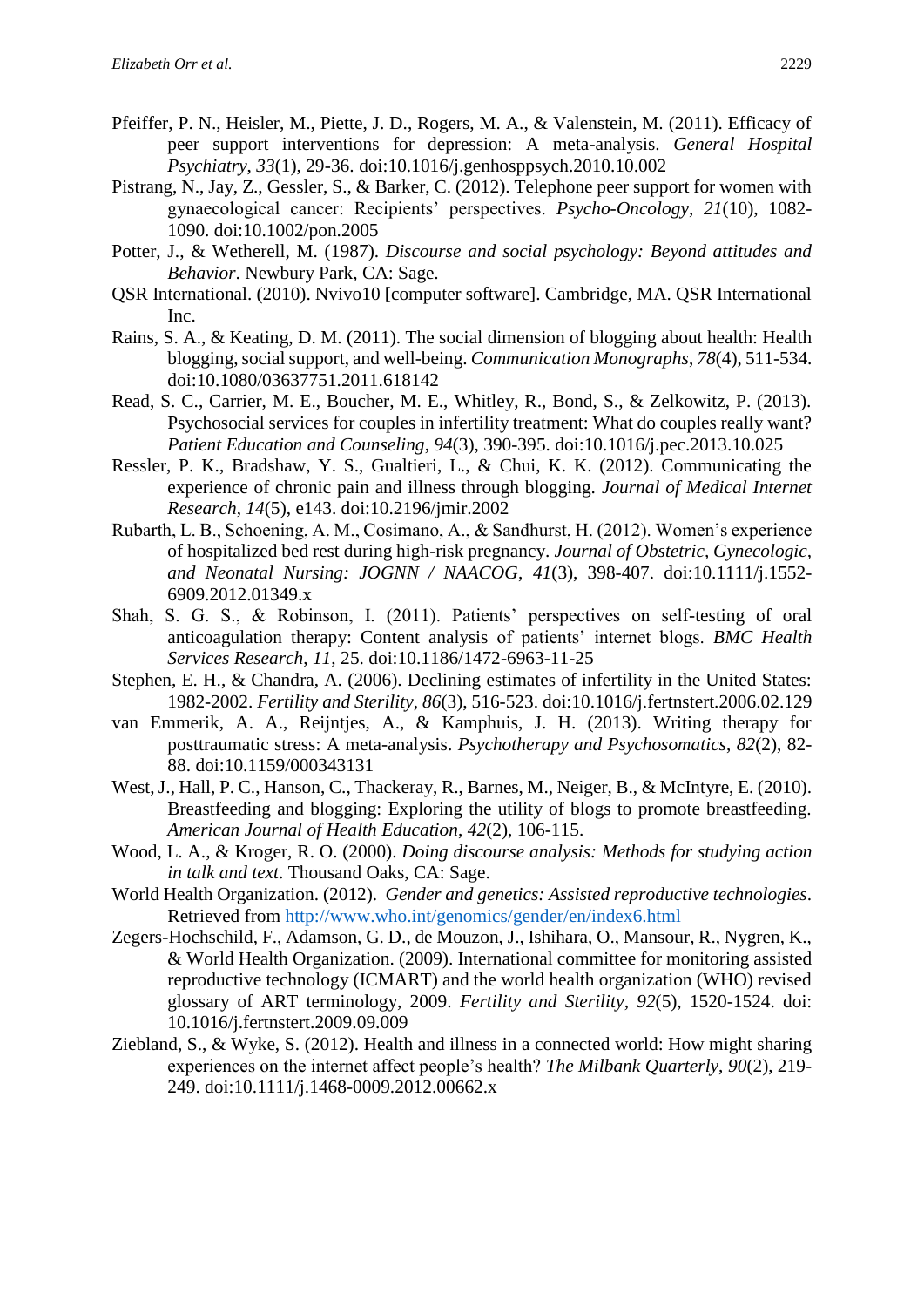Pfeiffer, P. N., Heisler, M., Piette, J. D., Rogers, M. A., & Valenstein, M. (2011). Efficacy of peer support interventions for depression: A meta-analysis. *General Hospital Psychiatry*, *33*(1), 29-36. doi:10.1016/j.genhosppsych.2010.10.002

Pistrang, N., Jay, Z., Gessler, S., & Barker, C. (2012). Telephone peer support for women with gynaecological cancer: Recipients' perspectives. *Psycho-Oncology*, *21*(10), 1082-1090. doi:10.1002/pon.2005

Potter, J., & Wetherell, M. (1987). *Discourse and social psychology: Beyond attitudes and Behavior*. Newbury Park, CA: Sage.

QSR International. (2010). Nvivo10 [computer software]. Cambridge, MA. QSR International Inc.

Rains, S. A., & Keating, D. M. (2011). The social dimension of blogging about health: Health blogging, social support, and well-being. *Communication Monographs*, *78*(4), 511-534. doi:10.1080/03637751.2011.618142

Read, S. C., Carrier, M. E., Boucher, M. E., Whitley, R., Bond, S., & Zelkowitz, P. (2013). Psychosocial services for couples in infertility treatment: What do couples really want? *Patient Education and Counseling*, *94*(3), 390-395. doi:10.1016/j.pec.2013.10.025

Ressler, P. K., Bradshaw, Y. S., Gualtieri, L., & Chui, K. K. (2012). Communicating the experience of chronic pain and illness through blogging. *Journal of Medical Internet Research*, *14*(5), e143. doi:10.2196/jmir.2002

Rubarth, L. B., Schoening, A. M., Cosimano, A., & Sandhurst, H. (2012). Women's experience of hospitalized bed rest during high-risk pregnancy. *Journal of Obstetric, Gynecologic, and Neonatal Nursing: JOGNN / NAACOG*, *41*(3), 398-407. doi:10.1111/j.1552-6909.2012.01349.x

Shah, S. G. S., & Robinson, I. (2011). Patients' perspectives on self-testing of oral anticoagulation therapy: Content analysis of patients' internet blogs. *BMC Health Services Research*, *11*, 25. doi:10.1186/1472-6963-11-25

Stephen, E. H., & Chandra, A. (2006). Declining estimates of infertility in the United States: 1982-2002. *Fertility and Sterility*, *86*(3), 516-523. doi:10.1016/j.fertnstert.2006.02.129

van Emmerik, A. A., Reijntjes, A., & Kamphuis, J. H. (2013). Writing therapy for posttraumatic stress: A meta-analysis. *Psychotherapy and Psychosomatics*, *82*(2), 82-88. doi:10.1159/000343131

West, J., Hall, P. C., Hanson, C., Thackeray, R., Barnes, M., Neiger, B., & McIntyre, E. (2010). Breastfeeding and blogging: Exploring the utility of blogs to promote breastfeeding. *American Journal of Health Education*, *42*(2), 106-115.

Wood, L. A., & Kroger, R. O. (2000). *Doing discourse analysis: Methods for studying action in talk and text*. Thousand Oaks, CA: Sage.

World Health Organization. (2012). *Gender and genetics: Assisted reproductive technologies*. Retrieved from http://www.who.int/genomics/gender/en/index6.html

Zegers-Hochschild, F., Adamson, G. D., de Mouzon, J., Ishihara, O., Mansour, R., Nygren, K., & World Health Organization. (2009). International committee for monitoring assisted reproductive technology (ICMART) and the world health organization (WHO) revised glossary of ART terminology, 2009. *Fertility and Sterility*, *92*(5), 1520-1524. doi: 10.1016/j.fertnstert.2009.09.009

Ziebland, S., & Wyke, S. (2012). Health and illness in a connected world: How might sharing experiences on the internet affect people's health? *The Milbank Quarterly*, *90*(2), 219-249. doi:10.1111/j.1468-0009.2012.00662.x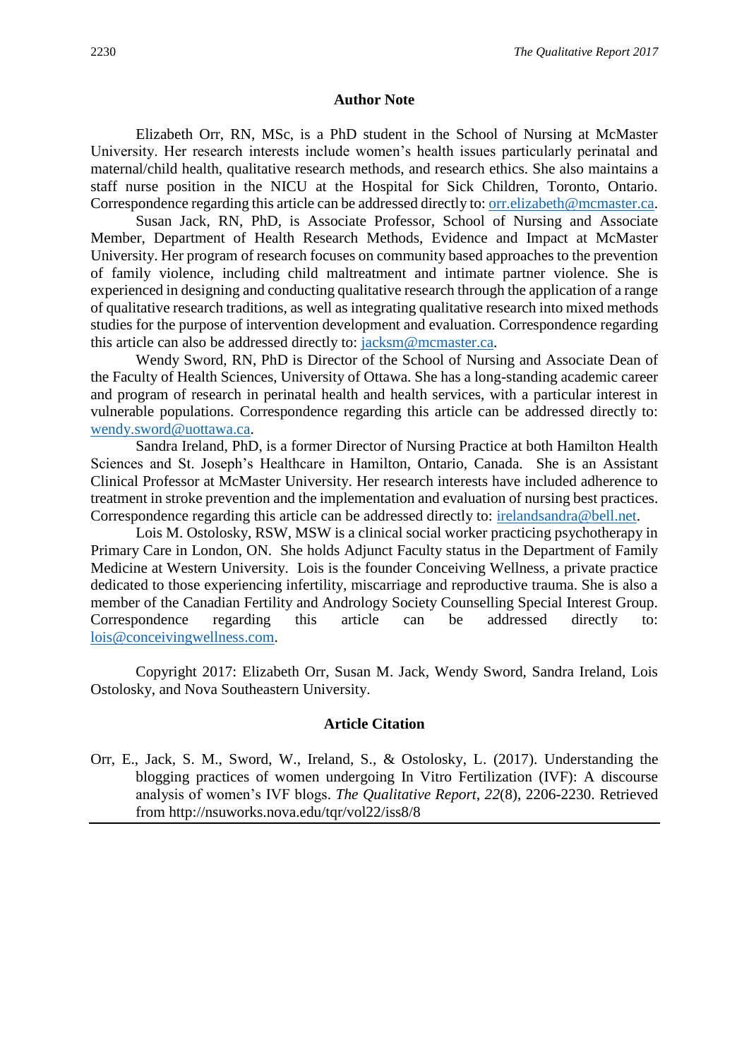## Author Note

Elizabeth Orr, RN, MSc, is a PhD student in the School of Nursing at McMaster University. Her research interests include women's health issues particularly perinatal and maternal/child health, qualitative research methods, and research ethics. She also maintains a staff nurse position in the NICU at the Hospital for Sick Children, Toronto, Ontario. Correspondence regarding this article can be addressed directly to: orr.elizabeth@mcmaster.ca.

Susan Jack, RN, PhD, is Associate Professor, School of Nursing and Associate Member, Department of Health Research Methods, Evidence and Impact at McMaster University. Her program of research focuses on community based approaches to the prevention of family violence, including child maltreatment and intimate partner violence. She is experienced in designing and conducting qualitative research through the application of a range of qualitative research traditions, as well as integrating qualitative research into mixed methods studies for the purpose of intervention development and evaluation. Correspondence regarding this article can also be addressed directly to: jacksm@mcmaster.ca.

Wendy Sword, RN, PhD is Director of the School of Nursing and Associate Dean of the Faculty of Health Sciences, University of Ottawa. She has a long-standing academic career and program of research in perinatal health and health services, with a particular interest in vulnerable populations. Correspondence regarding this article can be addressed directly to: wendy.sword@uottawa.ca.

Sandra Ireland, PhD, is a former Director of Nursing Practice at both Hamilton Health Sciences and St. Joseph's Healthcare in Hamilton, Ontario, Canada. She is an Assistant Clinical Professor at McMaster University. Her research interests have included adherence to treatment in stroke prevention and the implementation and evaluation of nursing best practices. Correspondence regarding this article can be addressed directly to: irelandsandra@bell.net.

Lois M. Ostolosky, RSW, MSW is a clinical social worker practicing psychotherapy in Primary Care in London, ON. She holds Adjunct Faculty status in the Department of Family Medicine at Western University. Lois is the founder Conceiving Wellness, a private practice dedicated to those experiencing infertility, miscarriage and reproductive trauma. She is also a member of the Canadian Fertility and Andrology Society Counselling Special Interest Group. Correspondence regarding this article can be addressed directly to: lois@conceivingwellness.com.

Copyright 2017: Elizabeth Orr, Susan M. Jack, Wendy Sword, Sandra Ireland, Lois Ostolosky, and Nova Southeastern University.

## Article Citation

Orr, E., Jack, S. M., Sword, W., Ireland, S., & Ostolosky, L. (2017). Understanding the blogging practices of women undergoing In Vitro Fertilization (IVF): A discourse analysis of women's IVF blogs. *The Qualitative Report, 22*(8), 2206-2230. Retrieved from http://nsuworks.nova.edu/tqr/vol22/iss8/8